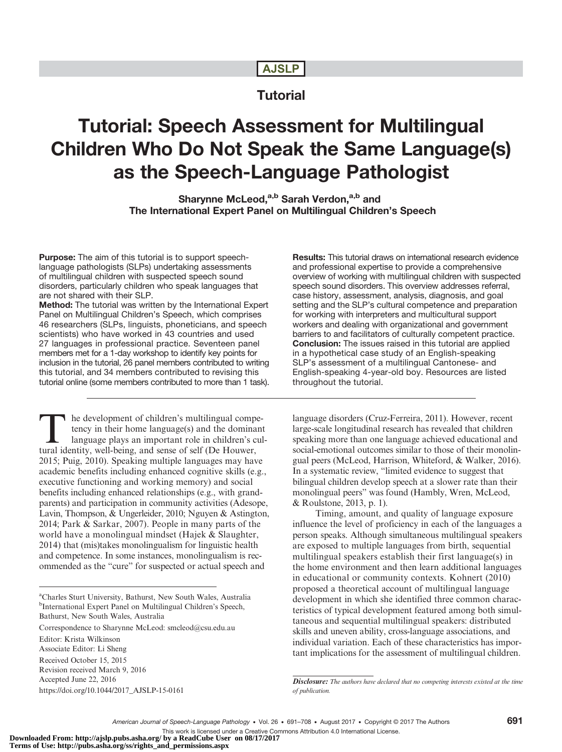AJSLP

## Tutorial

# Tutorial: Speech Assessment for Multilingual Children Who Do Not Speak the Same Language(s) as the Speech-Language Pathologist

**Sharynne McLeod,[a,b] Sarah Verdon,[a,b] and The International Expert Panel on Multilingual Children's Speech**

**Purpose:** The aim of this tutorial is to support speech-language pathologists (SLPs) undertaking assessments of multilingual children with suspected speech sound disorders, particularly children who speak languages that are not shared with their SLP.

**Method:** The tutorial was written by the International Expert Panel on Multilingual Children's Speech, which comprises 46 researchers (SLPs, linguists, phoneticians, and speech scientists) who have worked in 43 countries and used 27 languages in professional practice. Seventeen panel members met for a 1-day workshop to identify key points for inclusion in the tutorial, 26 panel members contributed to writing this tutorial, and 34 members contributed to revising this tutorial online (some members contributed to more than 1 task).

**Results:** This tutorial draws on international research evidence and professional expertise to provide a comprehensive overview of working with multilingual children with suspected speech sound disorders. This overview addresses referral, case history, assessment, analysis, diagnosis, and goal setting and the SLP's cultural competence and preparation for working with interpreters and multicultural support workers and dealing with organizational and government barriers to and facilitators of culturally competent practice.

**Conclusion:** The issues raised in this tutorial are applied in a hypothetical case study of an English-speaking SLP's assessment of a multilingual Cantonese- and English-speaking 4-year-old boy. Resources are listed throughout the tutorial.

---

The development of children's multilingual competency in their home language(s) and the dominant language plays an important role in children's cultural identity, well-being, and sense of self (De Houwer, 2015; Puig, 2010). Speaking multiple languages may have academic benefits including enhanced cognitive skills (e.g., executive functioning and working memory) and social benefits including enhanced relationships (e.g., with grandparents) and participation in community activities (Adesope, Lavin, Thompson, & Ungerleider, 2010; Nguyen & Astington, 2014; Park & Sarkar, 2007). People in many parts of the world have a monolingual mindset (Hajek & Slaughter, 2014) that (mis)takes monolingualism for linguistic health and competence. In some instances, monolingualism is recommended as the "cure" for suspected or actual speech and language disorders (Cruz-Ferreira, 2011). However, recent large-scale longitudinal research has revealed that children speaking more than one language achieved educational and social-emotional outcomes similar to those of their monolingual peers (McLeod, Harrison, Whiteford, & Walker, 2016). In a systematic review, "limited evidence to suggest that bilingual children develop speech at a slower rate than their monolingual peers" was found (Hambly, Wren, McLeod, & Roulstone, 2013, p. 1).

Timing, amount, and quality of language exposure influence the level of proficiency in each of the languages a person speaks. Although simultaneous multilingual speakers are exposed to multiple languages from birth, sequential multilingual speakers establish their first language(s) in the home environment and then learn additional languages in educational or community contexts. Kohnert (2010) proposed a theoretical account of multilingual language development in which she identified three common characteristics of typical development featured among both simultaneous and sequential multilingual speakers: distributed skills and uneven ability, cross-language associations, and individual variation. Each of these characteristics has important implications for the assessment of multilingual children.

---

[a]Charles Sturt University, Bathurst, New South Wales, Australia
[b]International Expert Panel on Multilingual Children's Speech, Bathurst, New South Wales, Australia

Correspondence to Sharynne McLeod: smcleod@csu.edu.au

Editor: Krista Wilkinson
Associate Editor: Li Sheng

Received October 15, 2015
Revision received March 9, 2016
Accepted June 22, 2016
https://doi.org/10.1044/2017_AJSLP-15-0161

*Disclosure: The authors have declared that no competing interests existed at the time of publication.*

This work is licensed under a Creative Commons Attribution 4.0 International License.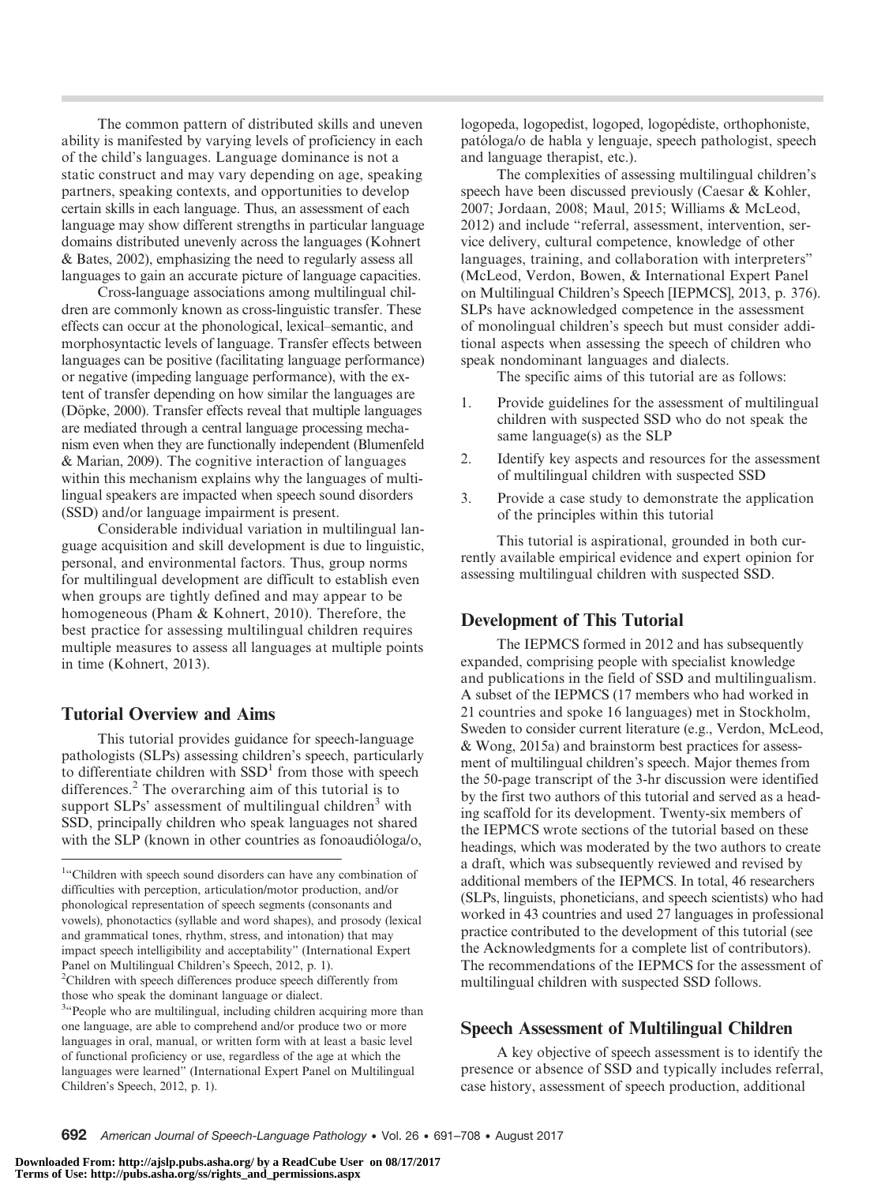The common pattern of distributed skills and uneven ability is manifested by varying levels of proficiency in each of the child's languages. Language dominance is not a static construct and may vary depending on age, speaking partners, speaking contexts, and opportunities to develop certain skills in each language. Thus, an assessment of each language may show different strengths in particular language domains distributed unevenly across the languages (Kohnert & Bates, 2002), emphasizing the need to regularly assess all languages to gain an accurate picture of language capacities.

Cross-language associations among multilingual children are commonly known as cross-linguistic transfer. These effects can occur at the phonological, lexical–semantic, and morphosyntactic levels of language. Transfer effects between languages can be positive (facilitating language performance) or negative (impeding language performance), with the extent of transfer depending on how similar the languages are (Döpke, 2000). Transfer effects reveal that multiple languages are mediated through a central language processing mechanism even when they are functionally independent (Blumenfeld & Marian, 2009). The cognitive interaction of languages within this mechanism explains why the languages of multilingual speakers are impacted when speech sound disorders (SSD) and/or language impairment is present.

Considerable individual variation in multilingual language acquisition and skill development is due to linguistic, personal, and environmental factors. Thus, group norms for multilingual development are difficult to establish even when groups are tightly defined and may appear to be homogeneous (Pham & Kohnert, 2010). Therefore, the best practice for assessing multilingual children requires multiple measures to assess all languages at multiple points in time (Kohnert, 2013).

## Tutorial Overview and Aims

This tutorial provides guidance for speech-language pathologists (SLPs) assessing children's speech, particularly to differentiate children with SSD[1] from those with speech differences.[2] The overarching aim of this tutorial is to support SLPs' assessment of multilingual children[3] with SSD, principally children who speak languages not shared with the SLP (known in other countries as fonoaudióloga/o, logopeda, logopedist, logoped, logopédiste, orthophoniste, patóloga/o de habla y lenguaje, speech pathologist, speech and language therapist, etc.).

The complexities of assessing multilingual children's speech have been discussed previously (Caesar & Kohler, 2007; Jordaan, 2008; Maul, 2015; Williams & McLeod, 2012) and include "referral, assessment, intervention, service delivery, cultural competence, knowledge of other languages, training, and collaboration with interpreters" (McLeod, Verdon, Bowen, & International Expert Panel on Multilingual Children's Speech [IEPMCS], 2013, p. 376). SLPs have acknowledged competence in the assessment of monolingual children's speech but must consider additional aspects when assessing the speech of children who speak nondominant languages and dialects.

The specific aims of this tutorial are as follows:

1. Provide guidelines for the assessment of multilingual children with suspected SSD who do not speak the same language(s) as the SLP
2. Identify key aspects and resources for the assessment of multilingual children with suspected SSD
3. Provide a case study to demonstrate the application of the principles within this tutorial

This tutorial is aspirational, grounded in both currently available empirical evidence and expert opinion for assessing multilingual children with suspected SSD.

## Development of This Tutorial

The IEPMCS formed in 2012 and has subsequently expanded, comprising people with specialist knowledge and publications in the field of SSD and multilingualism. A subset of the IEPMCS (17 members who had worked in 21 countries and spoke 16 languages) met in Stockholm, Sweden to consider current literature (e.g., Verdon, McLeod, & Wong, 2015a) and brainstorm best practices for assessment of multilingual children's speech. Major themes from the 50-page transcript of the 3-hr discussion were identified by the first two authors of this tutorial and served as a heading scaffold for its development. Twenty-six members of the IEPMCS wrote sections of the tutorial based on these headings, which was moderated by the two authors to create a draft, which was subsequently reviewed and revised by additional members of the IEPMCS. In total, 46 researchers (SLPs, linguists, phoneticians, and speech scientists) who had worked in 43 countries and used 27 languages in professional practice contributed to the development of this tutorial (see the Acknowledgments for a complete list of contributors). The recommendations of the IEPMCS for the assessment of multilingual children with suspected SSD follows.

## Speech Assessment of Multilingual Children

A key objective of speech assessment is to identify the presence or absence of SSD and typically includes referral, case history, assessment of speech production, additional

---

[1] "Children with speech sound disorders can have any combination of difficulties with perception, articulation/motor production, and/or phonological representation of speech segments (consonants and vowels), phonotactics (syllable and word shapes), and prosody (lexical and grammatical tones, rhythm, stress, and intonation) that may impact speech intelligibility and acceptability" (International Expert Panel on Multilingual Children's Speech, 2012, p. 1).

[2] Children with speech differences produce speech differently from those who speak the dominant language or dialect.

[3] "People who are multilingual, including children acquiring more than one language, are able to comprehend and/or produce two or more languages in oral, manual, or written form with at least a basic level of functional proficiency or use, regardless of the age at which the languages were learned" (International Expert Panel on Multilingual Children's Speech, 2012, p. 1).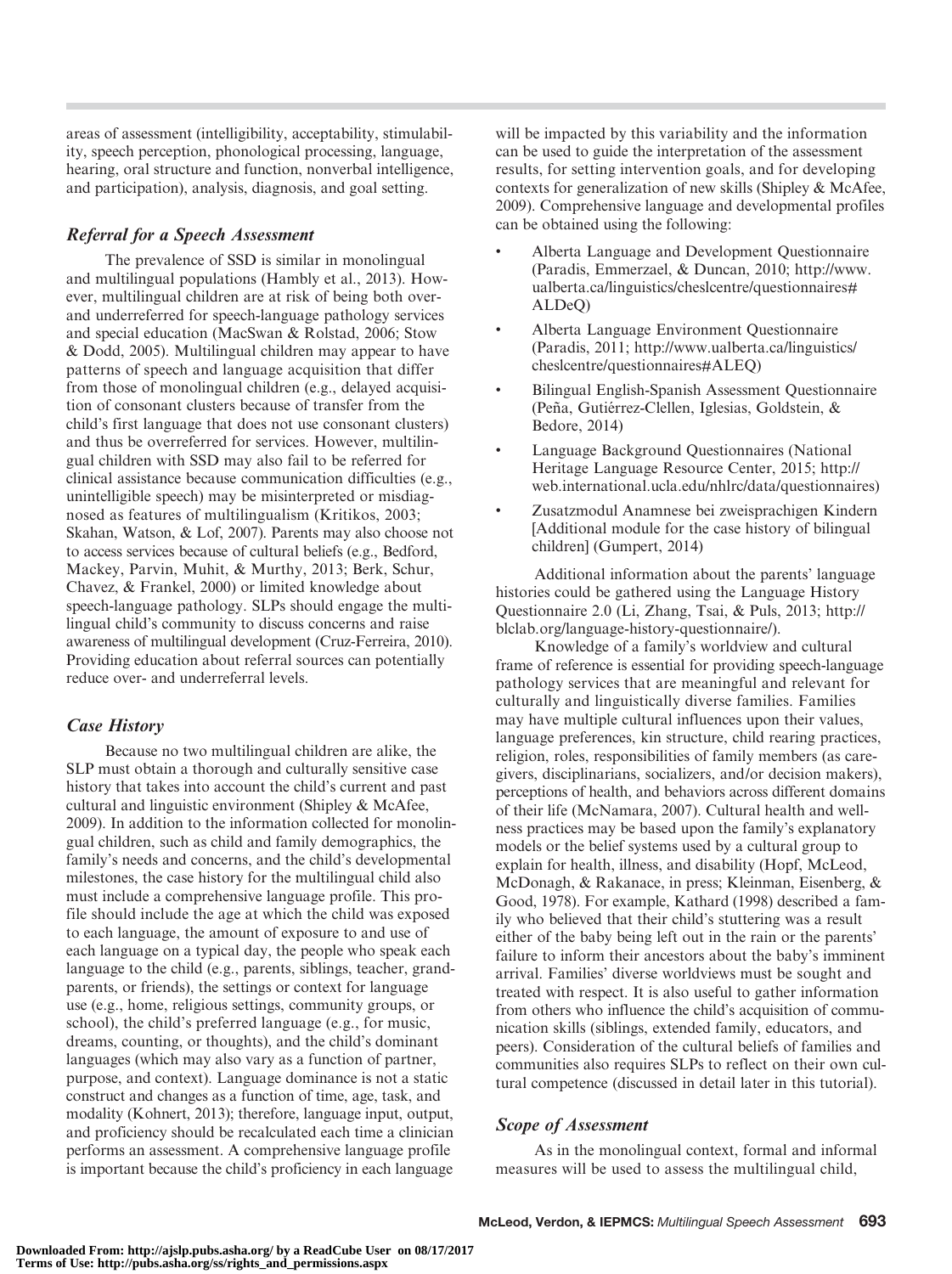areas of assessment (intelligibility, acceptability, stimulability, speech perception, phonological processing, language, hearing, oral structure and function, nonverbal intelligence, and participation), analysis, diagnosis, and goal setting.

### *Referral for a Speech Assessment*

The prevalence of SSD is similar in monolingual and multilingual populations (Hambly et al., 2013). However, multilingual children are at risk of being both over- and underreferred for speech-language pathology services and special education (MacSwan & Rolstad, 2006; Stow & Dodd, 2005). Multilingual children may appear to have patterns of speech and language acquisition that differ from those of monolingual children (e.g., delayed acquisition of consonant clusters because of transfer from the child's first language that does not use consonant clusters) and thus be overreferred for services. However, multilingual children with SSD may also fail to be referred for clinical assistance because communication difficulties (e.g., unintelligible speech) may be misinterpreted or misdiagnosed as features of multilingualism (Kritikos, 2003; Skahan, Watson, & Lof, 2007). Parents may also choose not to access services because of cultural beliefs (e.g., Bedford, Mackey, Parvin, Muhit, & Murthy, 2013; Berk, Schur, Chavez, & Frankel, 2000) or limited knowledge about speech-language pathology. SLPs should engage the multilingual child's community to discuss concerns and raise awareness of multilingual development (Cruz-Ferreira, 2010). Providing education about referral sources can potentially reduce over- and underreferral levels.

### *Case History*

Because no two multilingual children are alike, the SLP must obtain a thorough and culturally sensitive case history that takes into account the child's current and past cultural and linguistic environment (Shipley & McAfee, 2009). In addition to the information collected for monolingual children, such as child and family demographics, the family's needs and concerns, and the child's developmental milestones, the case history for the multilingual child also must include a comprehensive language profile. This profile should include the age at which the child was exposed to each language, the amount of exposure to and use of each language on a typical day, the people who speak each language to the child (e.g., parents, siblings, teacher, grandparents, or friends), the settings or context for language use (e.g., home, religious settings, community groups, or school), the child's preferred language (e.g., for music, dreams, counting, or thoughts), and the child's dominant languages (which may also vary as a function of partner, purpose, and context). Language dominance is not a static construct and changes as a function of time, age, task, and modality (Kohnert, 2013); therefore, language input, output, and proficiency should be recalculated each time a clinician performs an assessment. A comprehensive language profile is important because the child's proficiency in each language will be impacted by this variability and the information can be used to guide the interpretation of the assessment results, for setting intervention goals, and for developing contexts for generalization of new skills (Shipley & McAfee, 2009). Comprehensive language and developmental profiles can be obtained using the following:

- Alberta Language and Development Questionnaire (Paradis, Emmerzael, & Duncan, 2010; http://www.ualberta.ca/linguistics/cheslcentre/questionnaires#ALDeQ)
- Alberta Language Environment Questionnaire (Paradis, 2011; http://www.ualberta.ca/linguistics/cheslcentre/questionnaires#ALEQ)
- Bilingual English-Spanish Assessment Questionnaire (Peña, Gutiérrez-Clellen, Iglesias, Goldstein, & Bedore, 2014)
- Language Background Questionnaires (National Heritage Language Resource Center, 2015; http://web.international.ucla.edu/nhlrc/data/questionnaires)
- Zusatzmodul Anamnese bei zweisprachigen Kindern [Additional module for the case history of bilingual children] (Gumpert, 2014)

Additional information about the parents' language histories could be gathered using the Language History Questionnaire 2.0 (Li, Zhang, Tsai, & Puls, 2013; http://blclab.org/language-history-questionnaire/).

Knowledge of a family's worldview and cultural frame of reference is essential for providing speech-language pathology services that are meaningful and relevant for culturally and linguistically diverse families. Families may have multiple cultural influences upon their values, language preferences, kin structure, child rearing practices, religion, roles, responsibilities of family members (as caregivers, disciplinarians, socializers, and/or decision makers), perceptions of health, and behaviors across different domains of their life (McNamara, 2007). Cultural health and wellness practices may be based upon the family's explanatory models or the belief systems used by a cultural group to explain for health, illness, and disability (Hopf, McLeod, McDonagh, & Rakanace, in press; Kleinman, Eisenberg, & Good, 1978). For example, Kathard (1998) described a family who believed that their child's stuttering was a result either of the baby being left out in the rain or the parents' failure to inform their ancestors about the baby's imminent arrival. Families' diverse worldviews must be sought and treated with respect. It is also useful to gather information from others who influence the child's acquisition of communication skills (siblings, extended family, educators, and peers). Consideration of the cultural beliefs of families and communities also requires SLPs to reflect on their own cultural competence (discussed in detail later in this tutorial).

### *Scope of Assessment*

As in the monolingual context, formal and informal measures will be used to assess the multilingual child,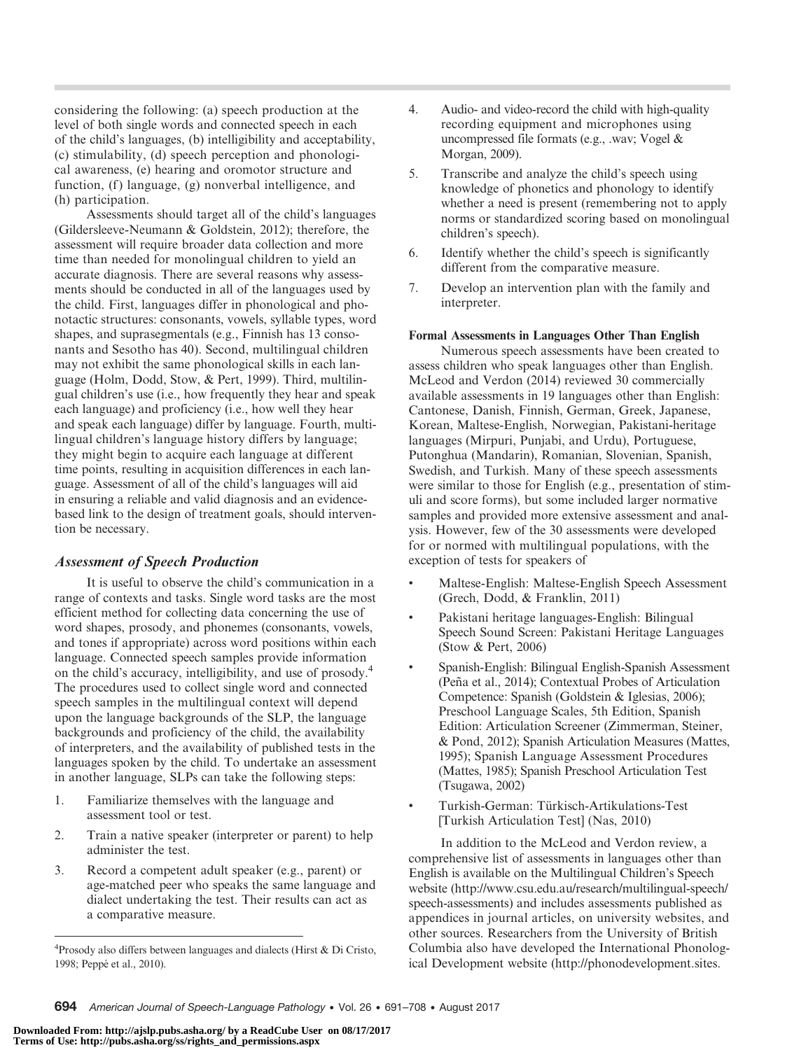considering the following: (a) speech production at the level of both single words and connected speech in each of the child's languages, (b) intelligibility and acceptability, (c) stimulability, (d) speech perception and phonological awareness, (e) hearing and oromotor structure and function, (f) language, (g) nonverbal intelligence, and (h) participation.

Assessments should target all of the child's languages (Gildersleeve-Neumann & Goldstein, 2012); therefore, the assessment will require broader data collection and more time than needed for monolingual children to yield an accurate diagnosis. There are several reasons why assessments should be conducted in all of the languages used by the child. First, languages differ in phonological and phonotactic structures: consonants, vowels, syllable types, word shapes, and suprasegmentals (e.g., Finnish has 13 consonants and Sesotho has 40). Second, multilingual children may not exhibit the same phonological skills in each language (Holm, Dodd, Stow, & Pert, 1999). Third, multilingual children's use (i.e., how frequently they hear and speak each language) and proficiency (i.e., how well they hear and speak each language) differ by language. Fourth, multilingual children's language history differs by language; they might begin to acquire each language at different time points, resulting in acquisition differences in each language. Assessment of all of the child's languages will aid in ensuring a reliable and valid diagnosis and an evidence-based link to the design of treatment goals, should intervention be necessary.

### *Assessment of Speech Production*

It is useful to observe the child's communication in a range of contexts and tasks. Single word tasks are the most efficient method for collecting data concerning the use of word shapes, prosody, and phonemes (consonants, vowels, and tones if appropriate) across word positions within each language. Connected speech samples provide information on the child's accuracy, intelligibility, and use of prosody.[4] The procedures used to collect single word and connected speech samples in the multilingual context will depend upon the language backgrounds of the SLP, the language backgrounds and proficiency of the child, the availability of interpreters, and the availability of published tests in the languages spoken by the child. To undertake an assessment in another language, SLPs can take the following steps:

1. Familiarize themselves with the language and assessment tool or test.
2. Train a native speaker (interpreter or parent) to help administer the test.
3. Record a competent adult speaker (e.g., parent) or age-matched peer who speaks the same language and dialect undertaking the test. Their results can act as a comparative measure.
4. Audio- and video-record the child with high-quality recording equipment and microphones using uncompressed file formats (e.g., .wav; Vogel & Morgan, 2009).
5. Transcribe and analyze the child's speech using knowledge of phonetics and phonology to identify whether a need is present (remembering not to apply norms or standardized scoring based on monolingual children's speech).
6. Identify whether the child's speech is significantly different from the comparative measure.
7. Develop an intervention plan with the family and interpreter.

[4]Prosody also differs between languages and dialects (Hirst & Di Cristo, 1998; Peppé et al., 2010).

#### Formal Assessments in Languages Other Than English

Numerous speech assessments have been created to assess children who speak languages other than English. McLeod and Verdon (2014) reviewed 30 commercially available assessments in 19 languages other than English: Cantonese, Danish, Finnish, German, Greek, Japanese, Korean, Maltese-English, Norwegian, Pakistani-heritage languages (Mirpuri, Punjabi, and Urdu), Portuguese, Putonghua (Mandarin), Romanian, Slovenian, Spanish, Swedish, and Turkish. Many of these speech assessments were similar to those for English (e.g., presentation of stimuli and score forms), but some included larger normative samples and provided more extensive assessment and analysis. However, few of the 30 assessments were developed for or normed with multilingual populations, with the exception of tests for speakers of

- Maltese-English: Maltese-English Speech Assessment (Grech, Dodd, & Franklin, 2011)
- Pakistani heritage languages-English: Bilingual Speech Sound Screen: Pakistani Heritage Languages (Stow & Pert, 2006)
- Spanish-English: Bilingual English-Spanish Assessment (Peña et al., 2014); Contextual Probes of Articulation Competence: Spanish (Goldstein & Iglesias, 2006); Preschool Language Scales, 5th Edition, Spanish Edition: Articulation Screener (Zimmerman, Steiner, & Pond, 2012); Spanish Articulation Measures (Mattes, 1995); Spanish Language Assessment Procedures (Mattes, 1985); Spanish Preschool Articulation Test (Tsugawa, 2002)
- Turkish-German: Türkisch-Artikulations-Test [Turkish Articulation Test] (Nas, 2010)

In addition to the McLeod and Verdon review, a comprehensive list of assessments in languages other than English is available on the Multilingual Children's Speech website (http://www.csu.edu.au/research/multilingual-speech/speech-assessments) and includes assessments published as appendices in journal articles, on university websites, and other sources. Researchers from the University of British Columbia also have developed the International Phonological Development website (http://phonodevelopment.sites.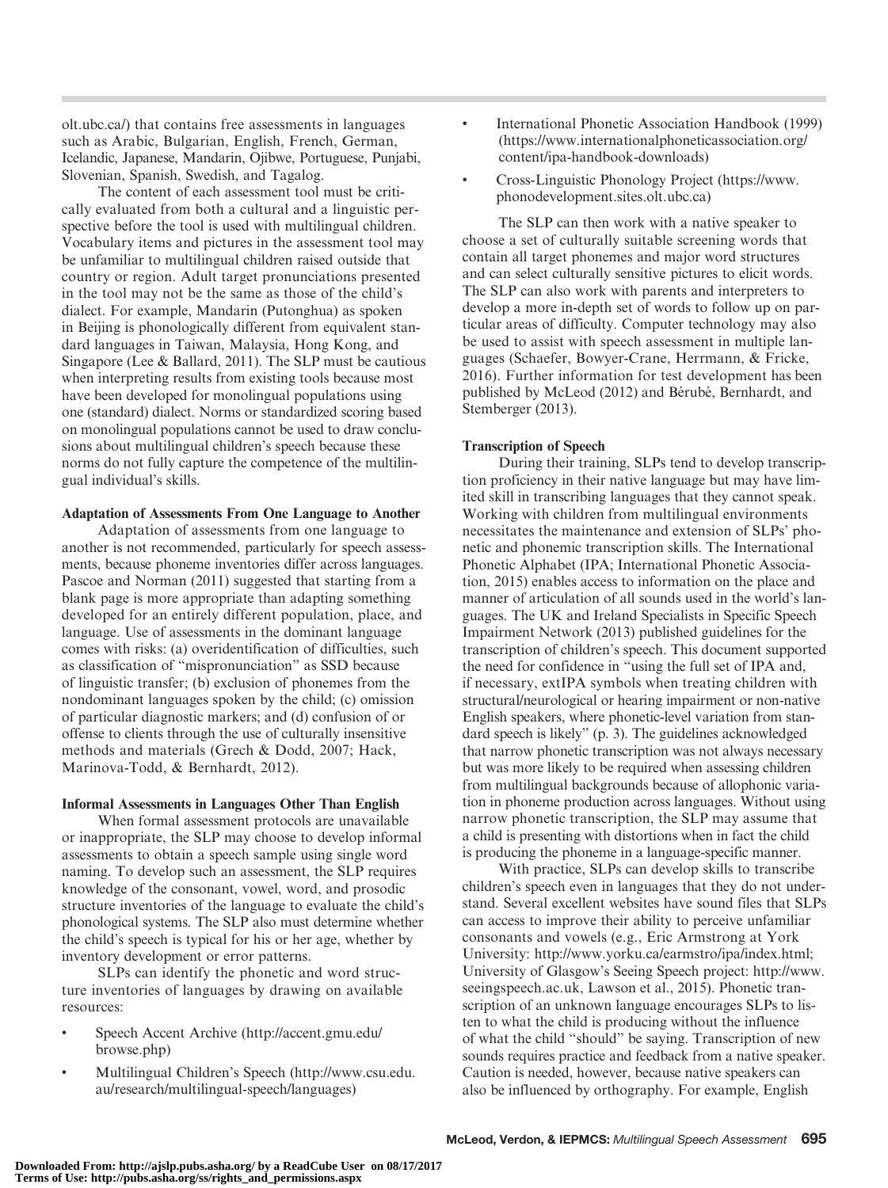olt.ubc.ca/) that contains free assessments in languages such as Arabic, Bulgarian, English, French, German, Icelandic, Japanese, Mandarin, Ojibwe, Portuguese, Punjabi, Slovenian, Spanish, Swedish, and Tagalog.

The content of each assessment tool must be critically evaluated from both a cultural and a linguistic perspective before the tool is used with multilingual children. Vocabulary items and pictures in the assessment tool may be unfamiliar to multilingual children raised outside that country or region. Adult target pronunciations presented in the tool may not be the same as those of the child's dialect. For example, Mandarin (Putonghua) as spoken in Beijing is phonologically different from equivalent standard languages in Taiwan, Malaysia, Hong Kong, and Singapore (Lee & Ballard, 2011). The SLP must be cautious when interpreting results from existing tools because most have been developed for monolingual populations using one (standard) dialect. Norms or standardized scoring based on monolingual populations cannot be used to draw conclusions about multilingual children's speech because these norms do not fully capture the competence of the multilingual individual's skills.

### Adaptation of Assessments From One Language to Another

Adaptation of assessments from one language to another is not recommended, particularly for speech assessments, because phoneme inventories differ across languages. Pascoe and Norman (2011) suggested that starting from a blank page is more appropriate than adapting something developed for an entirely different population, place, and language. Use of assessments in the dominant language comes with risks: (a) overidentification of difficulties, such as classification of "mispronunciation" as SSD because of linguistic transfer; (b) exclusion of phonemes from the nondominant languages spoken by the child; (c) omission of particular diagnostic markers; and (d) confusion of or offense to clients through the use of culturally insensitive methods and materials (Grech & Dodd, 2007; Hack, Marinova-Todd, & Bernhardt, 2012).

### Informal Assessments in Languages Other Than English

When formal assessment protocols are unavailable or inappropriate, the SLP may choose to develop informal assessments to obtain a speech sample using single word naming. To develop such an assessment, the SLP requires knowledge of the consonant, vowel, word, and prosodic structure inventories of the language to evaluate the child's phonological systems. The SLP also must determine whether the child's speech is typical for his or her age, whether by inventory development or error patterns.

SLPs can identify the phonetic and word structure inventories of languages by drawing on available resources:

- Speech Accent Archive (http://accent.gmu.edu/browse.php)
- Multilingual Children's Speech (http://www.csu.edu.au/research/multilingual-speech/languages)
- International Phonetic Association Handbook (1999) (https://www.internationalphoneticassociation.org/content/ipa-handbook-downloads)
- Cross-Linguistic Phonology Project (https://www.phonodevelopment.sites.olt.ubc.ca)

The SLP can then work with a native speaker to choose a set of culturally suitable screening words that contain all target phonemes and major word structures and can select culturally sensitive pictures to elicit words. The SLP can also work with parents and interpreters to develop a more in-depth set of words to follow up on particular areas of difficulty. Computer technology may also be used to assist with speech assessment in multiple languages (Schaefer, Bowyer-Crane, Herrmann, & Fricke, 2016). Further information for test development has been published by McLeod (2012) and Bérubé, Bernhardt, and Stemberger (2013).

### Transcription of Speech

During their training, SLPs tend to develop transcription proficiency in their native language but may have limited skill in transcribing languages that they cannot speak. Working with children from multilingual environments necessitates the maintenance and extension of SLPs' phonetic and phonemic transcription skills. The International Phonetic Alphabet (IPA; International Phonetic Association, 2015) enables access to information on the place and manner of articulation of all sounds used in the world's languages. The UK and Ireland Specialists in Specific Speech Impairment Network (2013) published guidelines for the transcription of children's speech. This document supported the need for confidence in "using the full set of IPA and, if necessary, extIPA symbols when treating children with structural/neurological or hearing impairment or non-native English speakers, where phonetic-level variation from standard speech is likely" (p. 3). The guidelines acknowledged that narrow phonetic transcription was not always necessary but was more likely to be required when assessing children from multilingual backgrounds because of allophonic variation in phoneme production across languages. Without using narrow phonetic transcription, the SLP may assume that a child is presenting with distortions when in fact the child is producing the phoneme in a language-specific manner.

With practice, SLPs can develop skills to transcribe children's speech even in languages that they do not understand. Several excellent websites have sound files that SLPs can access to improve their ability to perceive unfamiliar consonants and vowels (e.g., Eric Armstrong at York University: http://www.yorku.ca/earmstro/ipa/index.html; University of Glasgow's Seeing Speech project: http://www.seeingspeech.ac.uk, Lawson et al., 2015). Phonetic transcription of an unknown language encourages SLPs to listen to what the child is producing without the influence of what the child "should" be saying. Transcription of new sounds requires practice and feedback from a native speaker. Caution is needed, however, because native speakers can also be influenced by orthography. For example, English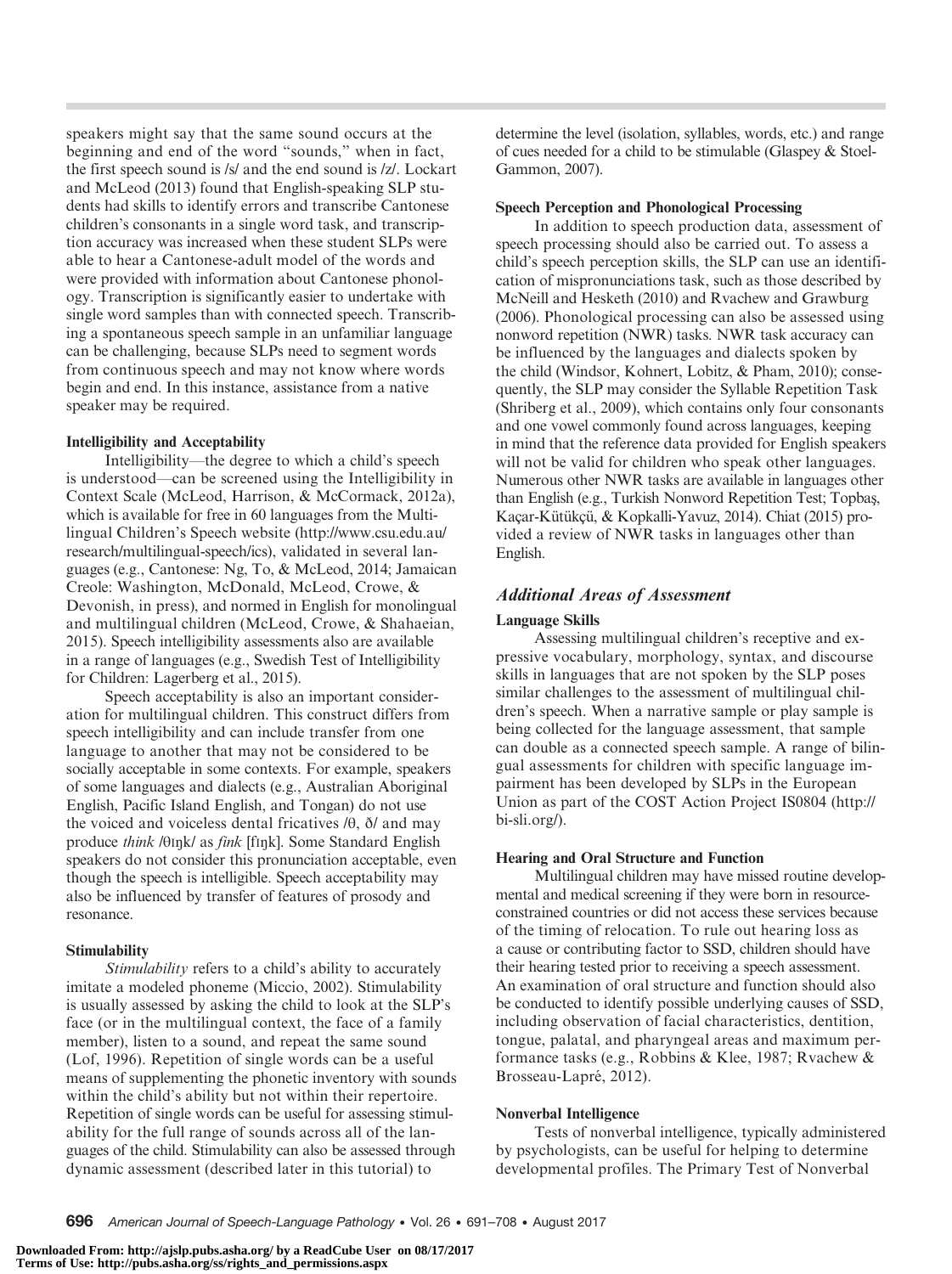speakers might say that the same sound occurs at the beginning and end of the word "sounds," when in fact, the first speech sound is /s/ and the end sound is /z/. Lockart and McLeod (2013) found that English-speaking SLP students had skills to identify errors and transcribe Cantonese children's consonants in a single word task, and transcription accuracy was increased when these student SLPs were able to hear a Cantonese-adult model of the words and were provided with information about Cantonese phonology. Transcription is significantly easier to undertake with single word samples than with connected speech. Transcribing a spontaneous speech sample in an unfamiliar language can be challenging, because SLPs need to segment words from continuous speech and may not know where words begin and end. In this instance, assistance from a native speaker may be required.

#### Intelligibility and Acceptability

Intelligibility—the degree to which a child's speech is understood—can be screened using the Intelligibility in Context Scale (McLeod, Harrison, & McCormack, 2012a), which is available for free in 60 languages from the Multilingual Children's Speech website (http://www.csu.edu.au/research/multilingual-speech/ics), validated in several languages (e.g., Cantonese: Ng, To, & McLeod, 2014; Jamaican Creole: Washington, McDonald, McLeod, Crowe, & Devonish, in press), and normed in English for monolingual and multilingual children (McLeod, Crowe, & Shahaeian, 2015). Speech intelligibility assessments also are available in a range of languages (e.g., Swedish Test of Intelligibility for Children: Lagerberg et al., 2015).

Speech acceptability is also an important consideration for multilingual children. This construct differs from speech intelligibility and can include transfer from one language to another that may not be considered to be socially acceptable in some contexts. For example, speakers of some languages and dialects (e.g., Australian Aboriginal English, Pacific Island English, and Tongan) do not use the voiced and voiceless dental fricatives /θ, ð/ and may produce *think* /θɪŋk/ as *fink* [fɪŋk]. Some Standard English speakers do not consider this pronunciation acceptable, even though the speech is intelligible. Speech acceptability may also be influenced by transfer of features of prosody and resonance.

#### Stimulability

*Stimulability* refers to a child's ability to accurately imitate a modeled phoneme (Miccio, 2002). Stimulability is usually assessed by asking the child to look at the SLP's face (or in the multilingual context, the face of a family member), listen to a sound, and repeat the same sound (Lof, 1996). Repetition of single words can be a useful means of supplementing the phonetic inventory with sounds within the child's ability but not within their repertoire. Repetition of single words can be useful for assessing stimulability for the full range of sounds across all of the languages of the child. Stimulability can also be assessed through dynamic assessment (described later in this tutorial) to determine the level (isolation, syllables, words, etc.) and range of cues needed for a child to be stimulable (Glaspey & Stoel-Gammon, 2007).

#### Speech Perception and Phonological Processing

In addition to speech production data, assessment of speech processing should also be carried out. To assess a child's speech perception skills, the SLP can use an identification of mispronunciations task, such as those described by McNeill and Hesketh (2010) and Rvachew and Grawburg (2006). Phonological processing can also be assessed using nonword repetition (NWR) tasks. NWR task accuracy can be influenced by the languages and dialects spoken by the child (Windsor, Kohnert, Lobitz, & Pham, 2010); consequently, the SLP may consider the Syllable Repetition Task (Shriberg et al., 2009), which contains only four consonants and one vowel commonly found across languages, keeping in mind that the reference data provided for English speakers will not be valid for children who speak other languages. Numerous other NWR tasks are available in languages other than English (e.g., Turkish Nonword Repetition Test; Topbaş, Kaçar-Kütükçü, & Kopkalli-Yavuz, 2014). Chiat (2015) provided a review of NWR tasks in languages other than English.

### *Additional Areas of Assessment*

#### Language Skills

Assessing multilingual children's receptive and expressive vocabulary, morphology, syntax, and discourse skills in languages that are not spoken by the SLP poses similar challenges to the assessment of multilingual children's speech. When a narrative sample or play sample is being collected for the language assessment, that sample can double as a connected speech sample. A range of bilingual assessments for children with specific language impairment has been developed by SLPs in the European Union as part of the COST Action Project IS0804 (http://bi-sli.org/).

#### Hearing and Oral Structure and Function

Multilingual children may have missed routine developmental and medical screening if they were born in resource-constrained countries or did not access these services because of the timing of relocation. To rule out hearing loss as a cause or contributing factor to SSD, children should have their hearing tested prior to receiving a speech assessment. An examination of oral structure and function should also be conducted to identify possible underlying causes of SSD, including observation of facial characteristics, dentition, tongue, palatal, and pharyngeal areas and maximum performance tasks (e.g., Robbins & Klee, 1987; Rvachew & Brosseau-Lapré, 2012).

#### Nonverbal Intelligence

Tests of nonverbal intelligence, typically administered by psychologists, can be useful for helping to determine developmental profiles. The Primary Test of Nonverbal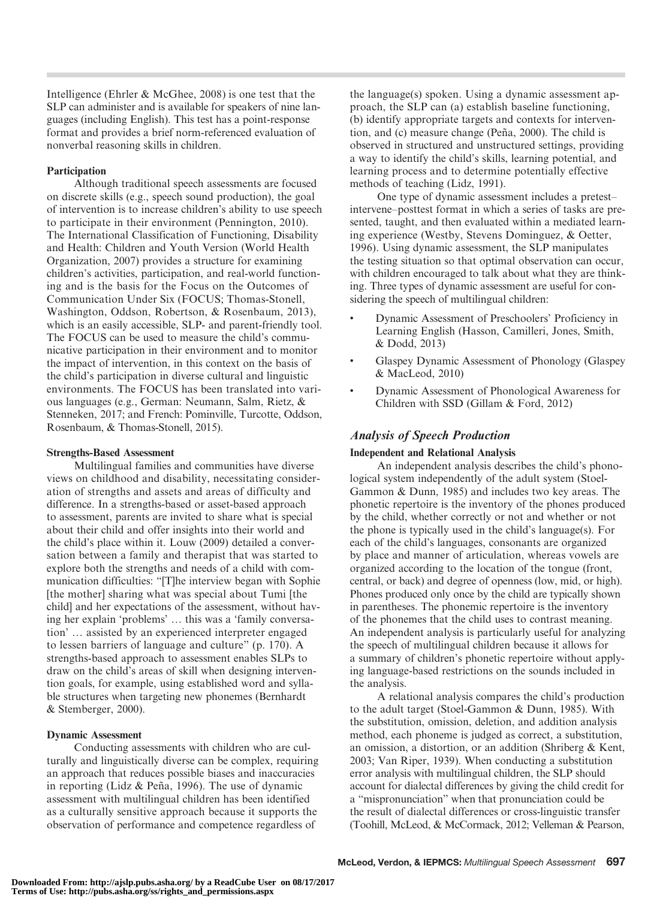Intelligence (Ehrler & McGhee, 2008) is one test that the SLP can administer and is available for speakers of nine languages (including English). This test has a point-response format and provides a brief norm-referenced evaluation of nonverbal reasoning skills in children.

#### Participation

Although traditional speech assessments are focused on discrete skills (e.g., speech sound production), the goal of intervention is to increase children's ability to use speech to participate in their environment (Pennington, 2010). The International Classification of Functioning, Disability and Health: Children and Youth Version (World Health Organization, 2007) provides a structure for examining children's activities, participation, and real-world functioning and is the basis for the Focus on the Outcomes of Communication Under Six (FOCUS; Thomas-Stonell, Washington, Oddson, Robertson, & Rosenbaum, 2013), which is an easily accessible, SLP- and parent-friendly tool. The FOCUS can be used to measure the child's communicative participation in their environment and to monitor the impact of intervention, in this context on the basis of the child's participation in diverse cultural and linguistic environments. The FOCUS has been translated into various languages (e.g., German: Neumann, Salm, Rietz, & Stenneken, 2017; and French: Pominville, Turcotte, Oddson, Rosenbaum, & Thomas-Stonell, 2015).

#### Strengths-Based Assessment

Multilingual families and communities have diverse views on childhood and disability, necessitating consideration of strengths and assets and areas of difficulty and difference. In a strengths-based or asset-based approach to assessment, parents are invited to share what is special about their child and offer insights into their world and the child's place within it. Louw (2009) detailed a conversation between a family and therapist that was started to explore both the strengths and needs of a child with communication difficulties: "[T]he interview began with Sophie [the mother] sharing what was special about Tumi [the child] and her expectations of the assessment, without having her explain 'problems' … this was a 'family conversation' … assisted by an experienced interpreter engaged to lessen barriers of language and culture" (p. 170). A strengths-based approach to assessment enables SLPs to draw on the child's areas of skill when designing intervention goals, for example, using established word and syllable structures when targeting new phonemes (Bernhardt & Stemberger, 2000).

#### Dynamic Assessment

Conducting assessments with children who are culturally and linguistically diverse can be complex, requiring an approach that reduces possible biases and inaccuracies in reporting (Lidz & Peña, 1996). The use of dynamic assessment with multilingual children has been identified as a culturally sensitive approach because it supports the observation of performance and competence regardless of the language(s) spoken. Using a dynamic assessment approach, the SLP can (a) establish baseline functioning, (b) identify appropriate targets and contexts for intervention, and (c) measure change (Peña, 2000). The child is observed in structured and unstructured settings, providing a way to identify the child's skills, learning potential, and learning process and to determine potentially effective methods of teaching (Lidz, 1991).

One type of dynamic assessment includes a pretest–intervene–posttest format in which a series of tasks are presented, taught, and then evaluated within a mediated learning experience (Westby, Stevens Dominguez, & Oetter, 1996). Using dynamic assessment, the SLP manipulates the testing situation so that optimal observation can occur, with children encouraged to talk about what they are thinking. Three types of dynamic assessment are useful for considering the speech of multilingual children:

- Dynamic Assessment of Preschoolers' Proficiency in Learning English (Hasson, Camilleri, Jones, Smith, & Dodd, 2013)
- Glaspey Dynamic Assessment of Phonology (Glaspey & MacLeod, 2010)
- Dynamic Assessment of Phonological Awareness for Children with SSD (Gillam & Ford, 2012)

### *Analysis of Speech Production*

#### Independent and Relational Analysis

An independent analysis describes the child's phonological system independently of the adult system (Stoel-Gammon & Dunn, 1985) and includes two key areas. The phonetic repertoire is the inventory of the phones produced by the child, whether correctly or not and whether or not the phone is typically used in the child's language(s). For each of the child's languages, consonants are organized by place and manner of articulation, whereas vowels are organized according to the location of the tongue (front, central, or back) and degree of openness (low, mid, or high). Phones produced only once by the child are typically shown in parentheses. The phonemic repertoire is the inventory of the phonemes that the child uses to contrast meaning. An independent analysis is particularly useful for analyzing the speech of multilingual children because it allows for a summary of children's phonetic repertoire without applying language-based restrictions on the sounds included in the analysis.

A relational analysis compares the child's production to the adult target (Stoel-Gammon & Dunn, 1985). With the substitution, omission, deletion, and addition analysis method, each phoneme is judged as correct, a substitution, an omission, a distortion, or an addition (Shriberg & Kent, 2003; Van Riper, 1939). When conducting a substitution error analysis with multilingual children, the SLP should account for dialectal differences by giving the child credit for a "mispronunciation" when that pronunciation could be the result of dialectal differences or cross-linguistic transfer (Toohill, McLeod, & McCormack, 2012; Velleman & Pearson,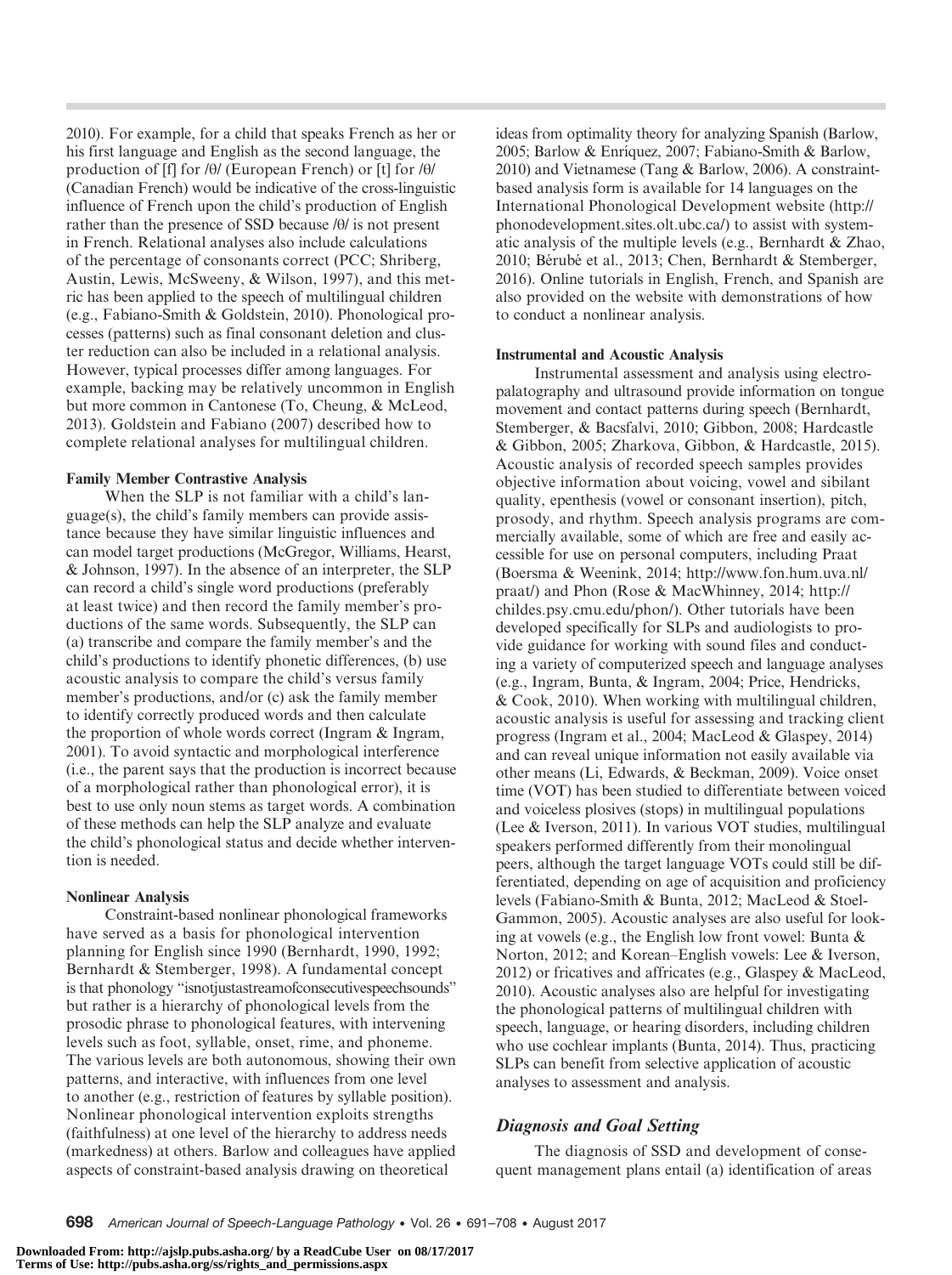2010). For example, for a child that speaks French as her or his first language and English as the second language, the production of [f] for /θ/ (European French) or [t] for /θ/ (Canadian French) would be indicative of the cross-linguistic influence of French upon the child's production of English rather than the presence of SSD because /θ/ is not present in French. Relational analyses also include calculations of the percentage of consonants correct (PCC; Shriberg, Austin, Lewis, McSweeny, & Wilson, 1997), and this metric has been applied to the speech of multilingual children (e.g., Fabiano-Smith & Goldstein, 2010). Phonological processes (patterns) such as final consonant deletion and cluster reduction can also be included in a relational analysis. However, typical processes differ among languages. For example, backing may be relatively uncommon in English but more common in Cantonese (To, Cheung, & McLeod, 2013). Goldstein and Fabiano (2007) described how to complete relational analyses for multilingual children.

#### Family Member Contrastive Analysis

When the SLP is not familiar with a child's language(s), the child's family members can provide assistance because they have similar linguistic influences and can model target productions (McGregor, Williams, Hearst, & Johnson, 1997). In the absence of an interpreter, the SLP can record a child's single word productions (preferably at least twice) and then record the family member's productions of the same words. Subsequently, the SLP can (a) transcribe and compare the family member's and the child's productions to identify phonetic differences, (b) use acoustic analysis to compare the child's versus family member's productions, and/or (c) ask the family member to identify correctly produced words and then calculate the proportion of whole words correct (Ingram & Ingram, 2001). To avoid syntactic and morphological interference (i.e., the parent says that the production is incorrect because of a morphological rather than phonological error), it is best to use only noun stems as target words. A combination of these methods can help the SLP analyze and evaluate the child's phonological status and decide whether intervention is needed.

#### Nonlinear Analysis

Constraint-based nonlinear phonological frameworks have served as a basis for phonological intervention planning for English since 1990 (Bernhardt, 1990, 1992; Bernhardt & Stemberger, 1998). A fundamental concept is that phonology "isnotjustastreamofconsecutivespeechsounds" but rather is a hierarchy of phonological levels from the prosodic phrase to phonological features, with intervening levels such as foot, syllable, onset, rime, and phoneme. The various levels are both autonomous, showing their own patterns, and interactive, with influences from one level to another (e.g., restriction of features by syllable position). Nonlinear phonological intervention exploits strengths (faithfulness) at one level of the hierarchy to address needs (markedness) at others. Barlow and colleagues have applied aspects of constraint-based analysis drawing on theoretical ideas from optimality theory for analyzing Spanish (Barlow, 2005; Barlow & Enríquez, 2007; Fabiano-Smith & Barlow, 2010) and Vietnamese (Tang & Barlow, 2006). A constraint-based analysis form is available for 14 languages on the International Phonological Development website (http://phonodevelopment.sites.olt.ubc.ca/) to assist with systematic analysis of the multiple levels (e.g., Bernhardt & Zhao, 2010; Bérubé et al., 2013; Chen, Bernhardt & Stemberger, 2016). Online tutorials in English, French, and Spanish are also provided on the website with demonstrations of how to conduct a nonlinear analysis.

#### Instrumental and Acoustic Analysis

Instrumental assessment and analysis using electropalatography and ultrasound provide information on tongue movement and contact patterns during speech (Bernhardt, Stemberger, & Bacsfalvi, 2010; Gibbon, 2008; Hardcastle & Gibbon, 2005; Zharkova, Gibbon, & Hardcastle, 2015). Acoustic analysis of recorded speech samples provides objective information about voicing, vowel and sibilant quality, epenthesis (vowel or consonant insertion), pitch, prosody, and rhythm. Speech analysis programs are commercially available, some of which are free and easily accessible for use on personal computers, including Praat (Boersma & Weenink, 2014; http://www.fon.hum.uva.nl/praat/) and Phon (Rose & MacWhinney, 2014; http://childes.psy.cmu.edu/phon/). Other tutorials have been developed specifically for SLPs and audiologists to provide guidance for working with sound files and conducting a variety of computerized speech and language analyses (e.g., Ingram, Bunta, & Ingram, 2004; Price, Hendricks, & Cook, 2010). When working with multilingual children, acoustic analysis is useful for assessing and tracking client progress (Ingram et al., 2004; MacLeod & Glaspey, 2014) and can reveal unique information not easily available via other means (Li, Edwards, & Beckman, 2009). Voice onset time (VOT) has been studied to differentiate between voiced and voiceless plosives (stops) in multilingual populations (Lee & Iverson, 2011). In various VOT studies, multilingual speakers performed differently from their monolingual peers, although the target language VOTs could still be differentiated, depending on age of acquisition and proficiency levels (Fabiano-Smith & Bunta, 2012; MacLeod & Stoel-Gammon, 2005). Acoustic analyses are also useful for looking at vowels (e.g., the English low front vowel: Bunta & Norton, 2012; and Korean–English vowels: Lee & Iverson, 2012) or fricatives and affricates (e.g., Glaspey & MacLeod, 2010). Acoustic analyses also are helpful for investigating the phonological patterns of multilingual children with speech, language, or hearing disorders, including children who use cochlear implants (Bunta, 2014). Thus, practicing SLPs can benefit from selective application of acoustic analyses to assessment and analysis.

### *Diagnosis and Goal Setting*

The diagnosis of SSD and development of consequent management plans entail (a) identification of areas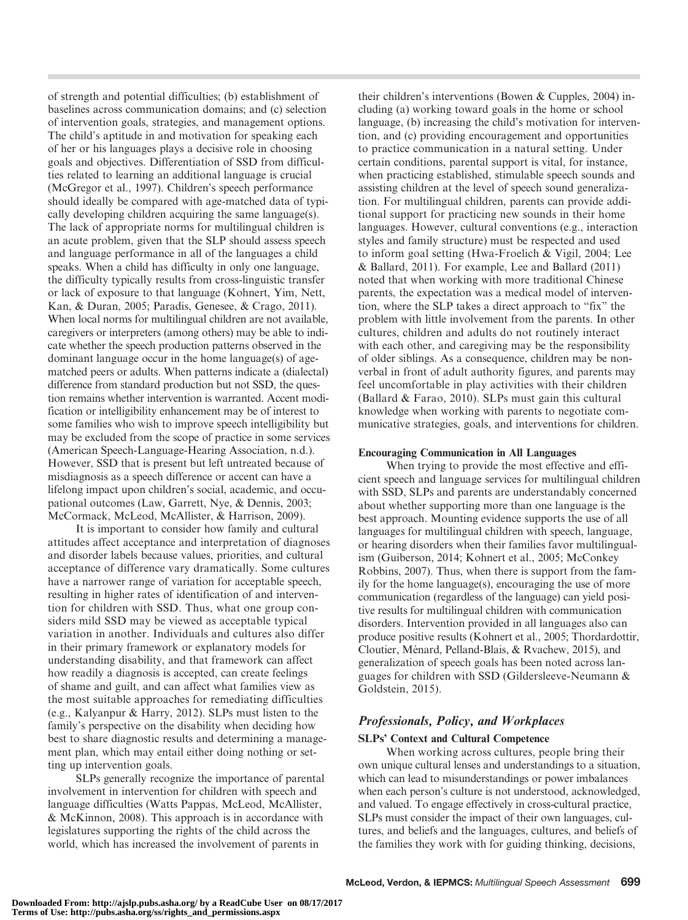of strength and potential difficulties; (b) establishment of baselines across communication domains; and (c) selection of intervention goals, strategies, and management options. The child's aptitude in and motivation for speaking each of her or his languages plays a decisive role in choosing goals and objectives. Differentiation of SSD from difficulties related to learning an additional language is crucial (McGregor et al., 1997). Children's speech performance should ideally be compared with age-matched data of typically developing children acquiring the same language(s). The lack of appropriate norms for multilingual children is an acute problem, given that the SLP should assess speech and language performance in all of the languages a child speaks. When a child has difficulty in only one language, the difficulty typically results from cross-linguistic transfer or lack of exposure to that language (Kohnert, Yim, Nett, Kan, & Duran, 2005; Paradis, Genesee, & Crago, 2011). When local norms for multilingual children are not available, caregivers or interpreters (among others) may be able to indicate whether the speech production patterns observed in the dominant language occur in the home language(s) of age-matched peers or adults. When patterns indicate a (dialectal) difference from standard production but not SSD, the question remains whether intervention is warranted. Accent modification or intelligibility enhancement may be of interest to some families who wish to improve speech intelligibility but may be excluded from the scope of practice in some services (American Speech-Language-Hearing Association, n.d.). However, SSD that is present but left untreated because of misdiagnosis as a speech difference or accent can have a lifelong impact upon children's social, academic, and occupational outcomes (Law, Garrett, Nye, & Dennis, 2003; McCormack, McLeod, McAllister, & Harrison, 2009).

It is important to consider how family and cultural attitudes affect acceptance and interpretation of diagnoses and disorder labels because values, priorities, and cultural acceptance of difference vary dramatically. Some cultures have a narrower range of variation for acceptable speech, resulting in higher rates of identification of and intervention for children with SSD. Thus, what one group considers mild SSD may be viewed as acceptable typical variation in another. Individuals and cultures also differ in their primary framework or explanatory models for understanding disability, and that framework can affect how readily a diagnosis is accepted, can create feelings of shame and guilt, and can affect what families view as the most suitable approaches for remediating difficulties (e.g., Kalyanpur & Harry, 2012). SLPs must listen to the family's perspective on the disability when deciding how best to share diagnostic results and determining a management plan, which may entail either doing nothing or setting up intervention goals.

SLPs generally recognize the importance of parental involvement in intervention for children with speech and language difficulties (Watts Pappas, McLeod, McAllister, & McKinnon, 2008). This approach is in accordance with legislatures supporting the rights of the child across the world, which has increased the involvement of parents in their children's interventions (Bowen & Cupples, 2004) including (a) working toward goals in the home or school language, (b) increasing the child's motivation for intervention, and (c) providing encouragement and opportunities to practice communication in a natural setting. Under certain conditions, parental support is vital, for instance, when practicing established, stimulable speech sounds and assisting children at the level of speech sound generalization. For multilingual children, parents can provide additional support for practicing new sounds in their home languages. However, cultural conventions (e.g., interaction styles and family structure) must be respected and used to inform goal setting (Hwa-Froelich & Vigil, 2004; Lee & Ballard, 2011). For example, Lee and Ballard (2011) noted that when working with more traditional Chinese parents, the expectation was a medical model of intervention, where the SLP takes a direct approach to "fix" the problem with little involvement from the parents. In other cultures, children and adults do not routinely interact with each other, and caregiving may be the responsibility of older siblings. As a consequence, children may be nonverbal in front of adult authority figures, and parents may feel uncomfortable in play activities with their children (Ballard & Farao, 2010). SLPs must gain this cultural knowledge when working with parents to negotiate communicative strategies, goals, and interventions for children.

#### Encouraging Communication in All Languages

When trying to provide the most effective and efficient speech and language services for multilingual children with SSD, SLPs and parents are understandably concerned about whether supporting more than one language is the best approach. Mounting evidence supports the use of all languages for multilingual children with speech, language, or hearing disorders when their families favor multilingualism (Guiberson, 2014; Kohnert et al., 2005; McConkey Robbins, 2007). Thus, when there is support from the family for the home language(s), encouraging the use of more communication (regardless of the language) can yield positive results for multilingual children with communication disorders. Intervention provided in all languages also can produce positive results (Kohnert et al., 2005; Thordardottir, Cloutier, Ménard, Pelland-Blais, & Rvachew, 2015), and generalization of speech goals has been noted across languages for children with SSD (Gildersleeve-Neumann & Goldstein, 2015).

### *Professionals, Policy, and Workplaces*

#### SLPs' Context and Cultural Competence

When working across cultures, people bring their own unique cultural lenses and understandings to a situation, which can lead to misunderstandings or power imbalances when each person's culture is not understood, acknowledged, and valued. To engage effectively in cross-cultural practice, SLPs must consider the impact of their own languages, cultures, and beliefs and the languages, cultures, and beliefs of the families they work with for guiding thinking, decisions,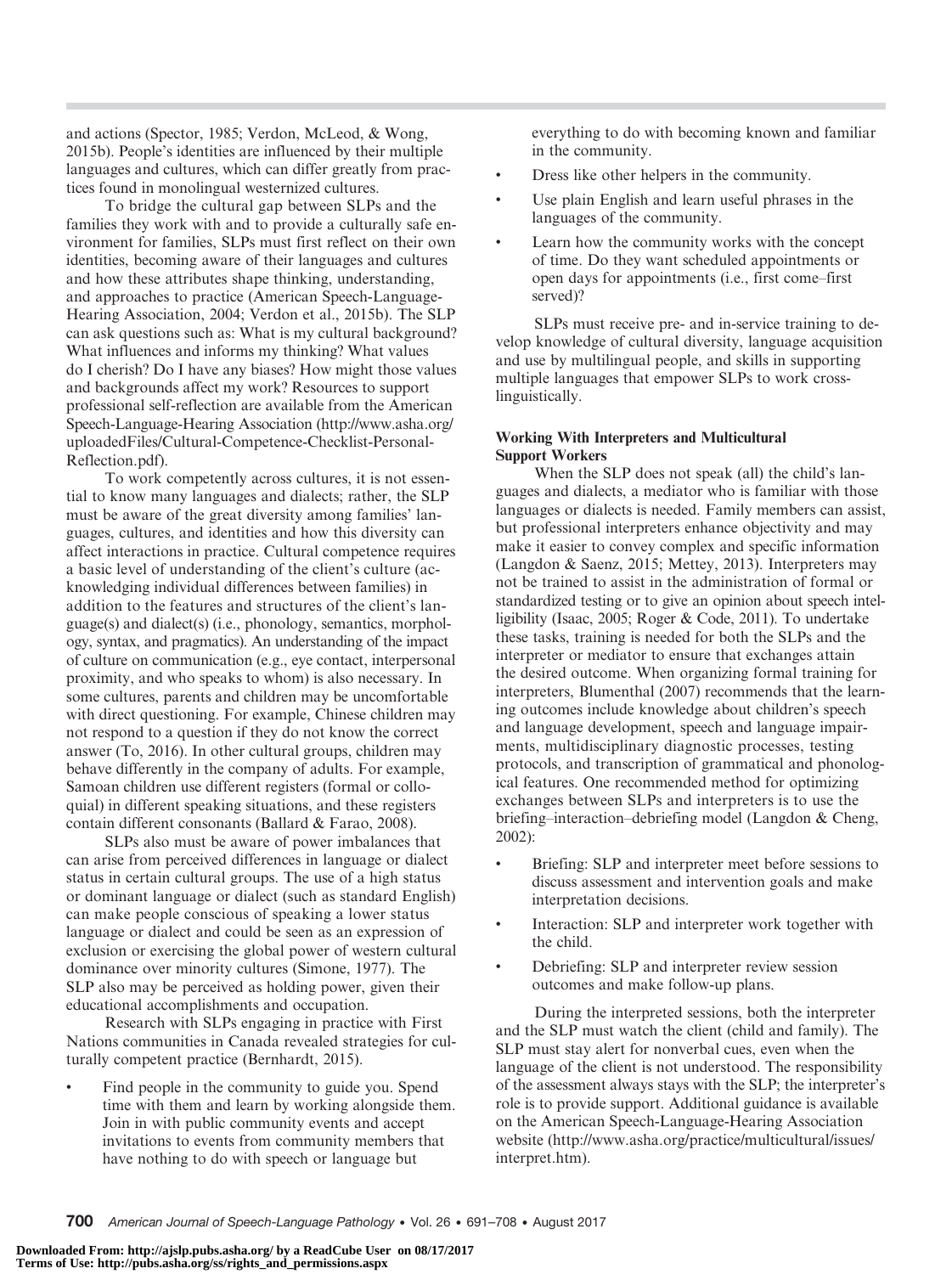and actions (Spector, 1985; Verdon, McLeod, & Wong, 2015b). People's identities are influenced by their multiple languages and cultures, which can differ greatly from practices found in monolingual westernized cultures.

To bridge the cultural gap between SLPs and the families they work with and to provide a culturally safe environment for families, SLPs must first reflect on their own identities, becoming aware of their languages and cultures and how these attributes shape thinking, understanding, and approaches to practice (American Speech-Language-Hearing Association, 2004; Verdon et al., 2015b). The SLP can ask questions such as: What is my cultural background? What influences and informs my thinking? What values do I cherish? Do I have any biases? How might those values and backgrounds affect my work? Resources to support professional self-reflection are available from the American Speech-Language-Hearing Association (http://www.asha.org/uploadedFiles/Cultural-Competence-Checklist-Personal-Reflection.pdf).

To work competently across cultures, it is not essential to know many languages and dialects; rather, the SLP must be aware of the great diversity among families' languages, cultures, and identities and how this diversity can affect interactions in practice. Cultural competence requires a basic level of understanding of the client's culture (acknowledging individual differences between families) in addition to the features and structures of the client's language(s) and dialect(s) (i.e., phonology, semantics, morphology, syntax, and pragmatics). An understanding of the impact of culture on communication (e.g., eye contact, interpersonal proximity, and who speaks to whom) is also necessary. In some cultures, parents and children may be uncomfortable with direct questioning. For example, Chinese children may not respond to a question if they do not know the correct answer (To, 2016). In other cultural groups, children may behave differently in the company of adults. For example, Samoan children use different registers (formal or colloquial) in different speaking situations, and these registers contain different consonants (Ballard & Farao, 2008).

SLPs also must be aware of power imbalances that can arise from perceived differences in language or dialect status in certain cultural groups. The use of a high status or dominant language or dialect (such as standard English) can make people conscious of speaking a lower status language or dialect and could be seen as an expression of exclusion or exercising the global power of western cultural dominance over minority cultures (Simone, 1977). The SLP also may be perceived as holding power, given their educational accomplishments and occupation.

Research with SLPs engaging in practice with First Nations communities in Canada revealed strategies for culturally competent practice (Bernhardt, 2015).

- Find people in the community to guide you. Spend time with them and learn by working alongside them. Join in with public community events and accept invitations to events from community members that have nothing to do with speech or language but everything to do with becoming known and familiar in the community.
- Dress like other helpers in the community.
- Use plain English and learn useful phrases in the languages of the community.
- Learn how the community works with the concept of time. Do they want scheduled appointments or open days for appointments (i.e., first come–first served)?

SLPs must receive pre- and in-service training to develop knowledge of cultural diversity, language acquisition and use by multilingual people, and skills in supporting multiple languages that empower SLPs to work cross-linguistically.

### Working With Interpreters and Multicultural Support Workers

When the SLP does not speak (all) the child's languages and dialects, a mediator who is familiar with those languages or dialects is needed. Family members can assist, but professional interpreters enhance objectivity and may make it easier to convey complex and specific information (Langdon & Saenz, 2015; Mettey, 2013). Interpreters may not be trained to assist in the administration of formal or standardized testing or to give an opinion about speech intelligibility (Isaac, 2005; Roger & Code, 2011). To undertake these tasks, training is needed for both the SLPs and the interpreter or mediator to ensure that exchanges attain the desired outcome. When organizing formal training for interpreters, Blumenthal (2007) recommends that the learning outcomes include knowledge about children's speech and language development, speech and language impairments, multidisciplinary diagnostic processes, testing protocols, and transcription of grammatical and phonological features. One recommended method for optimizing exchanges between SLPs and interpreters is to use the briefing–interaction–debriefing model (Langdon & Cheng, 2002):

- Briefing: SLP and interpreter meet before sessions to discuss assessment and intervention goals and make interpretation decisions.
- Interaction: SLP and interpreter work together with the child.
- Debriefing: SLP and interpreter review session outcomes and make follow-up plans.

During the interpreted sessions, both the interpreter and the SLP must watch the client (child and family). The SLP must stay alert for nonverbal cues, even when the language of the client is not understood. The responsibility of the assessment always stays with the SLP; the interpreter's role is to provide support. Additional guidance is available on the American Speech-Language-Hearing Association website (http://www.asha.org/practice/multicultural/issues/interpret.htm).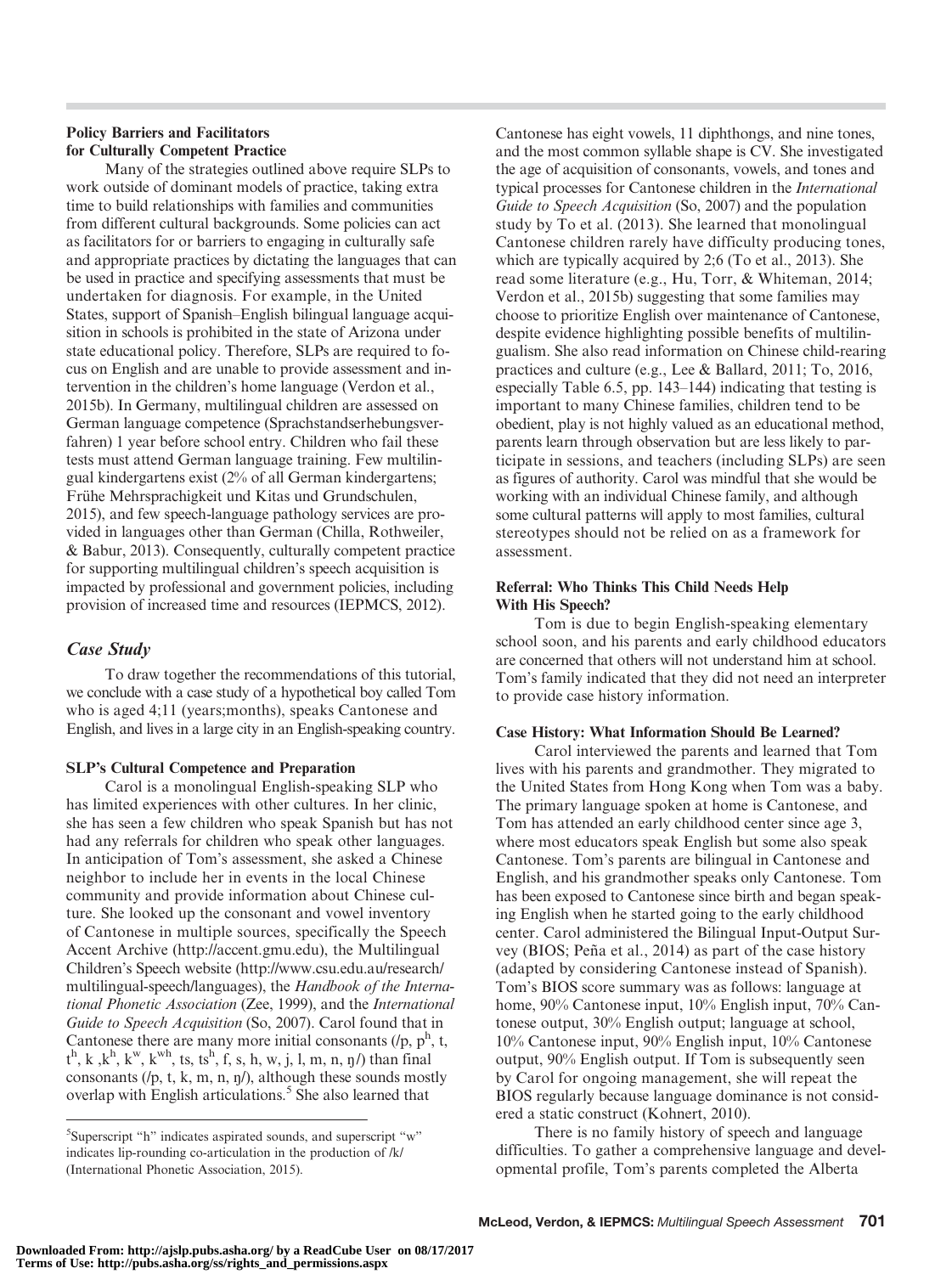### Policy Barriers and Facilitators for Culturally Competent Practice

Many of the strategies outlined above require SLPs to work outside of dominant models of practice, taking extra time to build relationships with families and communities from different cultural backgrounds. Some policies can act as facilitators for or barriers to engaging in culturally safe and appropriate practices by dictating the languages that can be used in practice and specifying assessments that must be undertaken for diagnosis. For example, in the United States, support of Spanish–English bilingual language acquisition in schools is prohibited in the state of Arizona under state educational policy. Therefore, SLPs are required to focus on English and are unable to provide assessment and intervention in the children's home language (Verdon et al., 2015b). In Germany, multilingual children are assessed on German language competence (Sprachstandserhebungsverfahren) 1 year before school entry. Children who fail these tests must attend German language training. Few multilingual kindergartens exist (2% of all German kindergartens; Frühe Mehrsprachigkeit und Kitas und Grundschulen, 2015), and few speech-language pathology services are provided in languages other than German (Chilla, Rothweiler, & Babur, 2013). Consequently, culturally competent practice for supporting multilingual children's speech acquisition is impacted by professional and government policies, including provision of increased time and resources (IEPMCS, 2012).

## Case Study

To draw together the recommendations of this tutorial, we conclude with a case study of a hypothetical boy called Tom who is aged 4;11 (years;months), speaks Cantonese and English, and lives in a large city in an English-speaking country.

### SLP's Cultural Competence and Preparation

Carol is a monolingual English-speaking SLP who has limited experiences with other cultures. In her clinic, she has seen a few children who speak Spanish but has not had any referrals for children who speak other languages. In anticipation of Tom's assessment, she asked a Chinese neighbor to include her in events in the local Chinese community and provide information about Chinese culture. She looked up the consonant and vowel inventory of Cantonese in multiple sources, specifically the Speech Accent Archive (http://accent.gmu.edu), the Multilingual Children's Speech website (http://www.csu.edu.au/research/multilingual-speech/languages), the *Handbook of the International Phonetic Association* (Zee, 1999), and the *International Guide to Speech Acquisition* (So, 2007). Carol found that in Cantonese there are many more initial consonants (/p, pʰ, t, tʰ, k ,kʰ, kʷ, kʷʰ, ts, tsʰ, f, s, h, w, j, l, m, n, ŋ/) than final consonants (/p, t, k, m, n, ŋ/), although these sounds mostly overlap with English articulations.[5] She also learned that Cantonese has eight vowels, 11 diphthongs, and nine tones, and the most common syllable shape is CV. She investigated the age of acquisition of consonants, vowels, and tones and typical processes for Cantonese children in the *International Guide to Speech Acquisition* (So, 2007) and the population study by To et al. (2013). She learned that monolingual Cantonese children rarely have difficulty producing tones, which are typically acquired by 2;6 (To et al., 2013). She read some literature (e.g., Hu, Torr, & Whiteman, 2014; Verdon et al., 2015b) suggesting that some families may choose to prioritize English over maintenance of Cantonese, despite evidence highlighting possible benefits of multilingualism. She also read information on Chinese child-rearing practices and culture (e.g., Lee & Ballard, 2011; To, 2016, especially Table 6.5, pp. 143–144) indicating that testing is important to many Chinese families, children tend to be obedient, play is not highly valued as an educational method, parents learn through observation but are less likely to participate in sessions, and teachers (including SLPs) are seen as figures of authority. Carol was mindful that she would be working with an individual Chinese family, and although some cultural patterns will apply to most families, cultural stereotypes should not be relied on as a framework for assessment.

[5]Superscript "h" indicates aspirated sounds, and superscript "w" indicates lip-rounding co-articulation in the production of /k/ (International Phonetic Association, 2015).

### Referral: Who Thinks This Child Needs Help With His Speech?

Tom is due to begin English-speaking elementary school soon, and his parents and early childhood educators are concerned that others will not understand him at school. Tom's family indicated that they did not need an interpreter to provide case history information.

### Case History: What Information Should Be Learned?

Carol interviewed the parents and learned that Tom lives with his parents and grandmother. They migrated to the United States from Hong Kong when Tom was a baby. The primary language spoken at home is Cantonese, and Tom has attended an early childhood center since age 3, where most educators speak English but some also speak Cantonese. Tom's parents are bilingual in Cantonese and English, and his grandmother speaks only Cantonese. Tom has been exposed to Cantonese since birth and began speaking English when he started going to the early childhood center. Carol administered the Bilingual Input-Output Survey (BIOS; Peña et al., 2014) as part of the case history (adapted by considering Cantonese instead of Spanish). Tom's BIOS score summary was as follows: language at home, 90% Cantonese input, 10% English input, 70% Cantonese output, 30% English output; language at school, 10% Cantonese input, 90% English input, 10% Cantonese output, 90% English output. If Tom is subsequently seen by Carol for ongoing management, she will repeat the BIOS regularly because language dominance is not considered a static construct (Kohnert, 2010).

There is no family history of speech and language difficulties. To gather a comprehensive language and developmental profile, Tom's parents completed the Alberta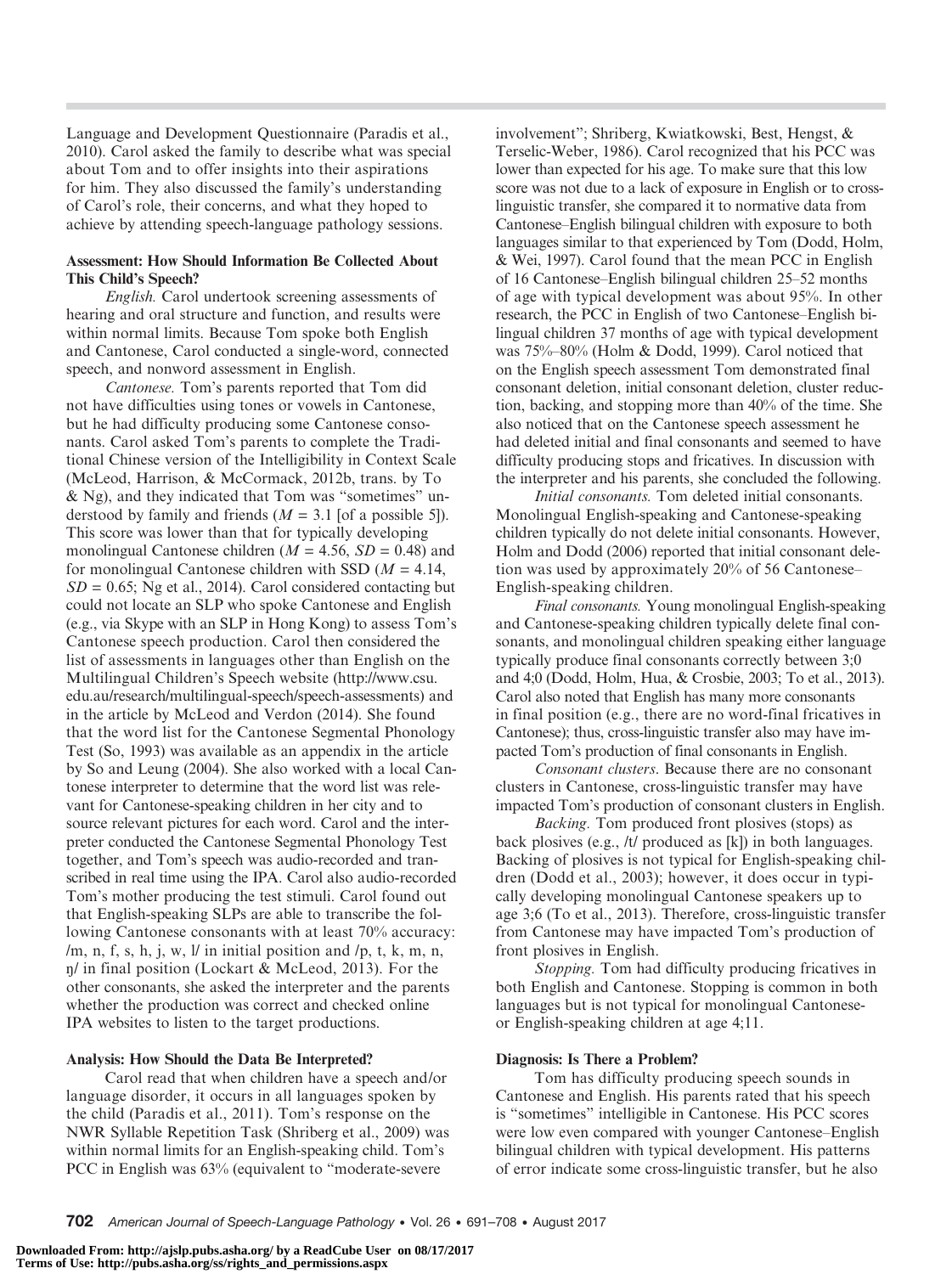Language and Development Questionnaire (Paradis et al., 2010). Carol asked the family to describe what was special about Tom and to offer insights into their aspirations for him. They also discussed the family's understanding of Carol's role, their concerns, and what they hoped to achieve by attending speech-language pathology sessions.

#### Assessment: How Should Information Be Collected About This Child's Speech?

*English.* Carol undertook screening assessments of hearing and oral structure and function, and results were within normal limits. Because Tom spoke both English and Cantonese, Carol conducted a single-word, connected speech, and nonword assessment in English.

*Cantonese.* Tom's parents reported that Tom did not have difficulties using tones or vowels in Cantonese, but he had difficulty producing some Cantonese consonants. Carol asked Tom's parents to complete the Traditional Chinese version of the Intelligibility in Context Scale (McLeod, Harrison, & McCormack, 2012b, trans. by To & Ng), and they indicated that Tom was "sometimes" understood by family and friends ($M = 3.1$ [of a possible 5]). This score was lower than that for typically developing monolingual Cantonese children ($M = 4.56$, $SD = 0.48$) and for monolingual Cantonese children with SSD ($M = 4.14$, $SD = 0.65$; Ng et al., 2014). Carol considered contacting but could not locate an SLP who spoke Cantonese and English (e.g., via Skype with an SLP in Hong Kong) to assess Tom's Cantonese speech production. Carol then considered the list of assessments in languages other than English on the Multilingual Children's Speech website (http://www.csu.edu.au/research/multilingual-speech/speech-assessments) and in the article by McLeod and Verdon (2014). She found that the word list for the Cantonese Segmental Phonology Test (So, 1993) was available as an appendix in the article by So and Leung (2004). She also worked with a local Cantonese interpreter to determine that the word list was relevant for Cantonese-speaking children in her city and to source relevant pictures for each word. Carol and the interpreter conducted the Cantonese Segmental Phonology Test together, and Tom's speech was audio-recorded and transcribed in real time using the IPA. Carol also audio-recorded Tom's mother producing the test stimuli. Carol found out that English-speaking SLPs are able to transcribe the following Cantonese consonants with at least 70% accuracy: /m, n, f, s, h, j, w, l/ in initial position and /p, t, k, m, n, ŋ/ in final position (Lockart & McLeod, 2013). For the other consonants, she asked the interpreter and the parents whether the production was correct and checked online IPA websites to listen to the target productions.

#### Analysis: How Should the Data Be Interpreted?

Carol read that when children have a speech and/or language disorder, it occurs in all languages spoken by the child (Paradis et al., 2011). Tom's response on the NWR Syllable Repetition Task (Shriberg et al., 2009) was within normal limits for an English-speaking child. Tom's PCC in English was 63% (equivalent to "moderate-severe involvement"; Shriberg, Kwiatkowski, Best, Hengst, & Terselic-Weber, 1986). Carol recognized that his PCC was lower than expected for his age. To make sure that this low score was not due to a lack of exposure in English or to cross-linguistic transfer, she compared it to normative data from Cantonese–English bilingual children with exposure to both languages similar to that experienced by Tom (Dodd, Holm, & Wei, 1997). Carol found that the mean PCC in English of 16 Cantonese–English bilingual children 25–52 months of age with typical development was about 95%. In other research, the PCC in English of two Cantonese–English bilingual children 37 months of age with typical development was 75%–80% (Holm & Dodd, 1999). Carol noticed that on the English speech assessment Tom demonstrated final consonant deletion, initial consonant deletion, cluster reduction, backing, and stopping more than 40% of the time. She also noticed that on the Cantonese speech assessment he had deleted initial and final consonants and seemed to have difficulty producing stops and fricatives. In discussion with the interpreter and his parents, she concluded the following.

*Initial consonants.* Tom deleted initial consonants. Monolingual English-speaking and Cantonese-speaking children typically do not delete initial consonants. However, Holm and Dodd (2006) reported that initial consonant deletion was used by approximately 20% of 56 Cantonese–English-speaking children.

*Final consonants.* Young monolingual English-speaking and Cantonese-speaking children typically delete final consonants, and monolingual children speaking either language typically produce final consonants correctly between 3;0 and 4;0 (Dodd, Holm, Hua, & Crosbie, 2003; To et al., 2013). Carol also noted that English has many more consonants in final position (e.g., there are no word-final fricatives in Cantonese); thus, cross-linguistic transfer also may have impacted Tom's production of final consonants in English.

*Consonant clusters.* Because there are no consonant clusters in Cantonese, cross-linguistic transfer may have impacted Tom's production of consonant clusters in English.

*Backing.* Tom produced front plosives (stops) as back plosives (e.g., /t/ produced as [k]) in both languages. Backing of plosives is not typical for English-speaking children (Dodd et al., 2003); however, it does occur in typically developing monolingual Cantonese speakers up to age 3;6 (To et al., 2013). Therefore, cross-linguistic transfer from Cantonese may have impacted Tom's production of front plosives in English.

*Stopping.* Tom had difficulty producing fricatives in both English and Cantonese. Stopping is common in both languages but is not typical for monolingual Cantonese- or English-speaking children at age 4;11.

#### Diagnosis: Is There a Problem?

Tom has difficulty producing speech sounds in Cantonese and English. His parents rated that his speech is "sometimes" intelligible in Cantonese. His PCC scores were low even compared with younger Cantonese–English bilingual children with typical development. His patterns of error indicate some cross-linguistic transfer, but he also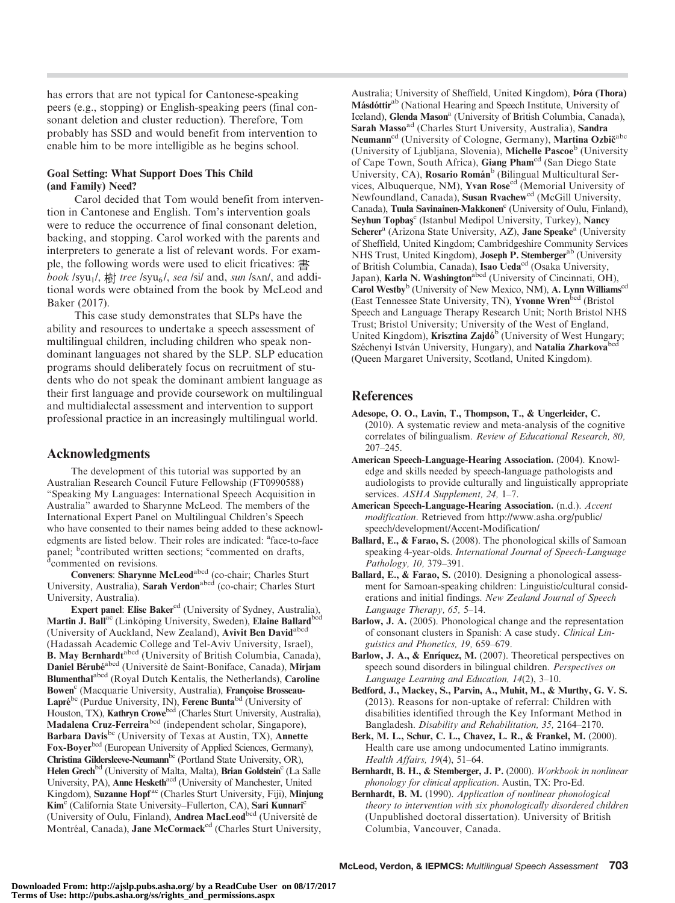has errors that are not typical for Cantonese-speaking peers (e.g., stopping) or English-speaking peers (final consonant deletion and cluster reduction). Therefore, Tom probably has SSD and would benefit from intervention to enable him to be more intelligible as he begins school.

#### Goal Setting: What Support Does This Child (and Family) Need?

Carol decided that Tom would benefit from intervention in Cantonese and English. Tom's intervention goals were to reduce the occurrence of final consonant deletion, backing, and stopping. Carol worked with the parents and interpreters to generate a list of relevant words. For example, the following words were used to elicit fricatives: 書 *book* /syu$_1$/, 樹 *tree* /syu$_6$/, *sea* /si/ and, *sun* /sʌn/, and additional words were obtained from the book by McLeod and Baker (2017).

This case study demonstrates that SLPs have the ability and resources to undertake a speech assessment of multilingual children, including children who speak nondominant languages not shared by the SLP. SLP education programs should deliberately focus on recruitment of students who do not speak the dominant ambient language as their first language and provide coursework on multilingual and multidialectal assessment and intervention to support professional practice in an increasingly multilingual world.

## Acknowledgments

The development of this tutorial was supported by an Australian Research Council Future Fellowship (FT0990588) "Speaking My Languages: International Speech Acquisition in Australia" awarded to Sharynne McLeod. The members of the International Expert Panel on Multilingual Children's Speech who have consented to their names being added to these acknowledgments are listed below. Their roles are indicated: [a]face-to-face panel; [b]contributed written sections; [c]commented on drafts, [d]commented on revisions.

**Conveners**: **Sharynne McLeod**[abcd] (co-chair; Charles Sturt University, Australia), **Sarah Verdon**[abcd] (co-chair; Charles Sturt University, Australia).

**Expert panel**: **Elise Baker**[cd] (University of Sydney, Australia), **Martin J. Ball**[ac] (Linköping University, Sweden), **Elaine Ballard**[bcd] (University of Auckland, New Zealand), **Avivit Ben David**[abcd] (Hadassah Academic College and Tel-Aviv University, Israel), **B. May Bernhardt**[abcd] (University of British Columbia, Canada), **Daniel Bérubé**[abcd] (Université de Saint-Boniface, Canada), **Mirjam Blumenthal**[abcd] (Royal Dutch Kentalis, the Netherlands), **Caroline Bowen**[c] (Macquarie University, Australia), **Françoise Brosseau-Lapré**[bc] (Purdue University, IN), **Ferenc Bunta**[bd] (University of Houston, TX), **Kathryn Crowe**[bcd] (Charles Sturt University, Australia), **Madalena Cruz-Ferreira**[bcd] (independent scholar, Singapore), **Barbara Davis**[bc] (University of Texas at Austin, TX), **Annette Fox-Boyer**[bcd] (European University of Applied Sciences, Germany), **Christina Gildersleeve-Neumann**[bc] (Portland State University, OR), **Helen Grech**[bd] (University of Malta, Malta), **Brian Goldstein**[c] (La Salle University, PA), **Anne Hesketh**[acd] (University of Manchester, United Kingdom), **Suzanne Hopf**[ac] (Charles Sturt University, Fiji), **Minjung Kim**[c] (California State University–Fullerton, CA), **Sari Kunnari**[c] (University of Oulu, Finland), **Andrea MacLeod**[bcd] (Université de Montréal, Canada), **Jane McCormack**[cd] (Charles Sturt University, Australia; University of Sheffield, United Kingdom), **Þóra (Thora) Másdóttir**[ab] (National Hearing and Speech Institute, University of Iceland), **Glenda Mason**[a] (University of British Columbia, Canada), **Sarah Masso**[ad] (Charles Sturt University, Australia), **Sandra Neumann**[cd] (University of Cologne, Germany), **Martina Ozbič**[abc] (University of Ljubljana, Slovenia), **Michelle Pascoe**[b] (University of Cape Town, South Africa), **Giang Pham**[cd] (San Diego State University, CA), **Rosario Román**[b] (Bilingual Multicultural Services, Albuquerque, NM), **Yvan Rose**[cd] (Memorial University of Newfoundland, Canada), **Susan Rvachew**[cd] (McGill University, Canada), **Tuula Savinainen-Makkonen**[c] (University of Oulu, Finland), **Seyhun Topbaş**[c] (Istanbul Medipol University, Turkey), **Nancy Scherer**[a] (Arizona State University, AZ), **Jane Speake**[a] (University of Sheffield, United Kingdom; Cambridgeshire Community Services NHS Trust, United Kingdom), **Joseph P. Stemberger**[ab] (University of British Columbia, Canada), **Isao Ueda**[cd] (Osaka University, Japan), **Karla N. Washington**[abcd] (University of Cincinnati, OH), **Carol Westby**[b] (University of New Mexico, NM), **A. Lynn Williams**[cd] (East Tennessee State University, TN), **Yvonne Wren**[bcd] (Bristol Speech and Language Therapy Research Unit; North Bristol NHS Trust; Bristol University; University of the West of England, United Kingdom), **Krisztina Zajdó**[b] (University of West Hungary; Széchenyi István University, Hungary), and **Natalia Zharkova**[bcd] (Queen Margaret University, Scotland, United Kingdom).

## References

**Adesope, O. O., Lavin, T., Thompson, T., & Ungerleider, C.** (2010). A systematic review and meta-analysis of the cognitive correlates of bilingualism. *Review of Educational Research, 80,* 207–245.

**American Speech-Language-Hearing Association.** (2004). Knowledge and skills needed by speech-language pathologists and audiologists to provide culturally and linguistically appropriate services. *ASHA Supplement, 24,* 1–7.

**American Speech-Language-Hearing Association.** (n.d.). *Accent modification.* Retrieved from http://www.asha.org/public/speech/development/Accent-Modification/

**Ballard, E., & Farao, S.** (2008). The phonological skills of Samoan speaking 4-year-olds. *International Journal of Speech-Language Pathology, 10,* 379–391.

**Ballard, E., & Farao, S.** (2010). Designing a phonological assessment for Samoan-speaking children: Linguistic/cultural considerations and initial findings. *New Zealand Journal of Speech Language Therapy, 65,* 5–14.

**Barlow, J. A.** (2005). Phonological change and the representation of consonant clusters in Spanish: A case study. *Clinical Linguistics and Phonetics, 19,* 659–679.

**Barlow, J. A., & Enríquez, M.** (2007). Theoretical perspectives on speech sound disorders in bilingual children. *Perspectives on Language Learning and Education, 14*(2), 3–10.

**Bedford, J., Mackey, S., Parvin, A., Muhit, M., & Murthy, G. V. S.** (2013). Reasons for non-uptake of referral: Children with disabilities identified through the Key Informant Method in Bangladesh. *Disability and Rehabilitation, 35,* 2164–2170.

**Berk, M. L., Schur, C. L., Chavez, L. R., & Frankel, M.** (2000). Health care use among undocumented Latino immigrants. *Health Affairs, 19*(4), 51–64.

**Bernhardt, B. H., & Stemberger, J. P.** (2000). *Workbook in nonlinear phonology for clinical application.* Austin, TX: Pro-Ed.

**Bernhardt, B. M.** (1990). *Application of nonlinear phonological theory to intervention with six phonologically disordered children* (Unpublished doctoral dissertation). University of British Columbia, Vancouver, Canada.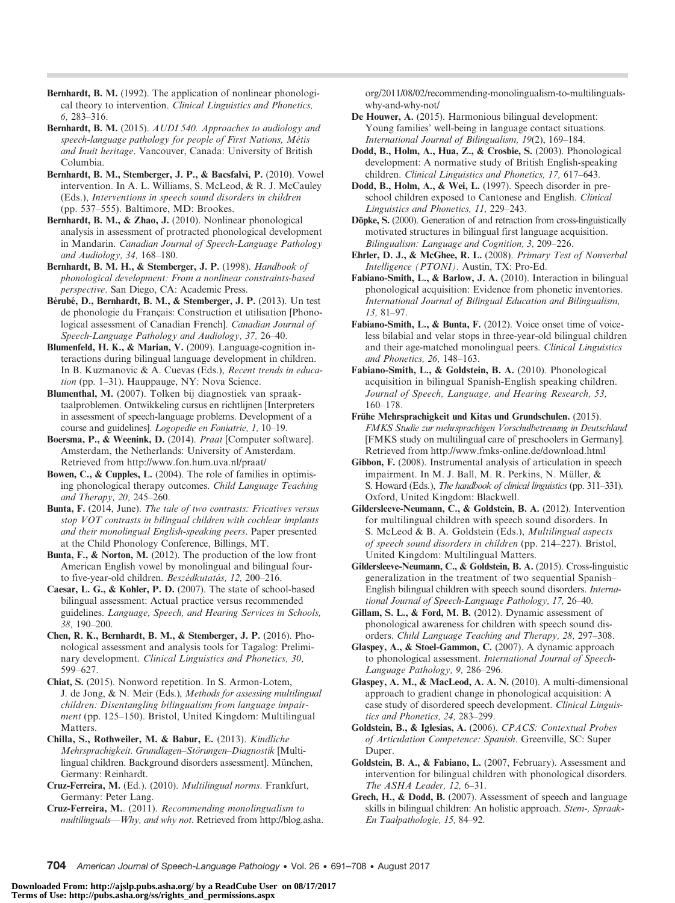**Bernhardt, B. M.** (1992). The application of nonlinear phonological theory to intervention. *Clinical Linguistics and Phonetics, 6,* 283–316.

**Bernhardt, B. M.** (2015). *AUDI 540. Approaches to audiology and speech-language pathology for people of First Nations, Métis and Inuit heritage*. Vancouver, Canada: University of British Columbia.

**Bernhardt, B. M., Stemberger, J. P., & Bacsfalvi, P.** (2010). Vowel intervention. In A. L. Williams, S. McLeod, & R. J. McCauley (Eds.), *Interventions in speech sound disorders in children* (pp. 537–555). Baltimore, MD: Brookes.

**Bernhardt, B. M., & Zhao, J.** (2010). Nonlinear phonological analysis in assessment of protracted phonological development in Mandarin. *Canadian Journal of Speech-Language Pathology and Audiology, 34,* 168–180.

**Bernhardt, B. M. H., & Stemberger, J. P.** (1998). *Handbook of phonological development: From a nonlinear constraints-based perspective*. San Diego, CA: Academic Press.

**Bérubé, D., Bernhardt, B. M., & Stemberger, J. P.** (2013). Un test de phonologie du Français: Construction et utilisation [Phonological assessment of Canadian French]. *Canadian Journal of Speech-Language Pathology and Audiology, 37,* 26–40.

**Blumenfeld, H. K., & Marian, V.** (2009). Language-cognition interactions during bilingual language development in children. In B. Kuzmanovic & A. Cuevas (Eds.), *Recent trends in education* (pp. 1–31). Hauppauge, NY: Nova Science.

**Blumenthal, M.** (2007). Tolken bij diagnostiek van spraaktaalproblemen. Ontwikkeling cursus en richtlijnen [Interpreters in assessment of speech-language problems. Development of a course and guidelines]. *Logopedie en Foniatrie, 1,* 10–19.

**Boersma, P., & Weenink, D.** (2014). *Praat* [Computer software]. Amsterdam, the Netherlands: University of Amsterdam. Retrieved from http://www.fon.hum.uva.nl/praat/

**Bowen, C., & Cupples, L.** (2004). The role of families in optimising phonological therapy outcomes. *Child Language Teaching and Therapy, 20,* 245–260.

**Bunta, F.** (2014, June). *The tale of two contrasts: Fricatives versus stop VOT contrasts in bilingual children with cochlear implants and their monolingual English-speaking peers*. Paper presented at the Child Phonology Conference, Billings, MT.

**Bunta, F., & Norton, M.** (2012). The production of the low front American English vowel by monolingual and bilingual four-to five-year-old children. *Beszédkutatás, 12,* 200–216.

**Caesar, L. G., & Kohler, P. D.** (2007). The state of school-based bilingual assessment: Actual practice versus recommended guidelines. *Language, Speech, and Hearing Services in Schools, 38,* 190–200.

**Chen, R. K., Bernhardt, B. M., & Stemberger, J. P.** (2016). Phonological assessment and analysis tools for Tagalog: Preliminary development. *Clinical Linguistics and Phonetics, 30,* 599–627.

**Chiat, S.** (2015). Nonword repetition. In S. Armon-Lotem, J. de Jong, & N. Meir (Eds.), *Methods for assessing multilingual children: Disentangling bilingualism from language impairment* (pp. 125–150). Bristol, United Kingdom: Multilingual Matters.

**Chilla, S., Rothweiler, M. & Babur, E.** (2013). *Kindliche Mehrsprachigkeit. Grundlagen–Störungen–Diagnostik* [Multilingual children. Background disorders assessment]. München, Germany: Reinhardt.

**Cruz-Ferreira, M.** (Ed.). (2010). *Multilingual norms*. Frankfurt, Germany: Peter Lang.

**Cruz-Ferreira, M.**. (2011). *Recommending monolingualism to multilinguals—Why, and why not*. Retrieved from http://blog.asha.org/2011/08/02/recommending-monolingualism-to-multilinguals-why-and-why-not/

**De Houwer, A.** (2015). Harmonious bilingual development: Young families' well-being in language contact situations. *International Journal of Bilingualism, 19*(2), 169–184.

**Dodd, B., Holm, A., Hua, Z., & Crosbie, S.** (2003). Phonological development: A normative study of British English-speaking children. *Clinical Linguistics and Phonetics, 17,* 617–643.

**Dodd, B., Holm, A., & Wei, L.** (1997). Speech disorder in preschool children exposed to Cantonese and English. *Clinical Linguistics and Phonetics, 11,* 229–243.

**Döpke, S.** (2000). Generation of and retraction from cross-linguistically motivated structures in bilingual first language acquisition. *Bilingualism: Language and Cognition, 3,* 209–226.

**Ehrler, D. J., & McGhee, R. L.** (2008). *Primary Test of Nonverbal Intelligence (PTONI)*. Austin, TX: Pro-Ed.

**Fabiano-Smith, L., & Barlow, J. A.** (2010). Interaction in bilingual phonological acquisition: Evidence from phonetic inventories. *International Journal of Bilingual Education and Bilingualism, 13,* 81–97.

**Fabiano-Smith, L., & Bunta, F.** (2012). Voice onset time of voiceless bilabial and velar stops in three-year-old bilingual children and their age-matched monolingual peers. *Clinical Linguistics and Phonetics, 26,* 148–163.

**Fabiano-Smith, L., & Goldstein, B. A.** (2010). Phonological acquisition in bilingual Spanish-English speaking children. *Journal of Speech, Language, and Hearing Research, 53,* 160–178.

**Frühe Mehrsprachigkeit und Kitas und Grundschulen.** (2015). *FMKS Studie zur mehrsprachigen Vorschulbetreuung in Deutschland* [FMKS study on multilingual care of preschoolers in Germany]. Retrieved from http://www.fmks-online.de/download.html

**Gibbon, F.** (2008). Instrumental analysis of articulation in speech impairment. In M. J. Ball, M. R. Perkins, N. Müller, & S. Howard (Eds.), *The handbook of clinical linguistics* (pp. 311–331). Oxford, United Kingdom: Blackwell.

**Gildersleeve-Neumann, C., & Goldstein, B. A.** (2012). Intervention for multilingual children with speech sound disorders. In S. McLeod & B. A. Goldstein (Eds.), *Multilingual aspects of speech sound disorders in children* (pp. 214–227). Bristol, United Kingdom: Multilingual Matters.

**Gildersleeve-Neumann, C., & Goldstein, B. A.** (2015). Cross-linguistic generalization in the treatment of two sequential Spanish–English bilingual children with speech sound disorders. *International Journal of Speech-Language Pathology, 17,* 26–40.

**Gillam, S. L., & Ford, M. B.** (2012). Dynamic assessment of phonological awareness for children with speech sound disorders. *Child Language Teaching and Therapy, 28,* 297–308.

**Glaspey, A., & Stoel-Gammon, C.** (2007). A dynamic approach to phonological assessment. *International Journal of Speech-Language Pathology, 9,* 286–296.

**Glaspey, A. M., & MacLeod, A. A. N.** (2010). A multi-dimensional approach to gradient change in phonological acquisition: A case study of disordered speech development. *Clinical Linguistics and Phonetics, 24,* 283–299.

**Goldstein, B., & Iglesias, A.** (2006). *CPACS: Contextual Probes of Articulation Competence: Spanish*. Greenville, SC: Super Duper.

**Goldstein, B. A., & Fabiano, L.** (2007, February). Assessment and intervention for bilingual children with phonological disorders. *The ASHA Leader, 12,* 6–31.

**Grech, H., & Dodd, B.** (2007). Assessment of speech and language skills in bilingual children: An holistic approach. *Stem-, Spraak- En Taalpathologie, 15,* 84–92.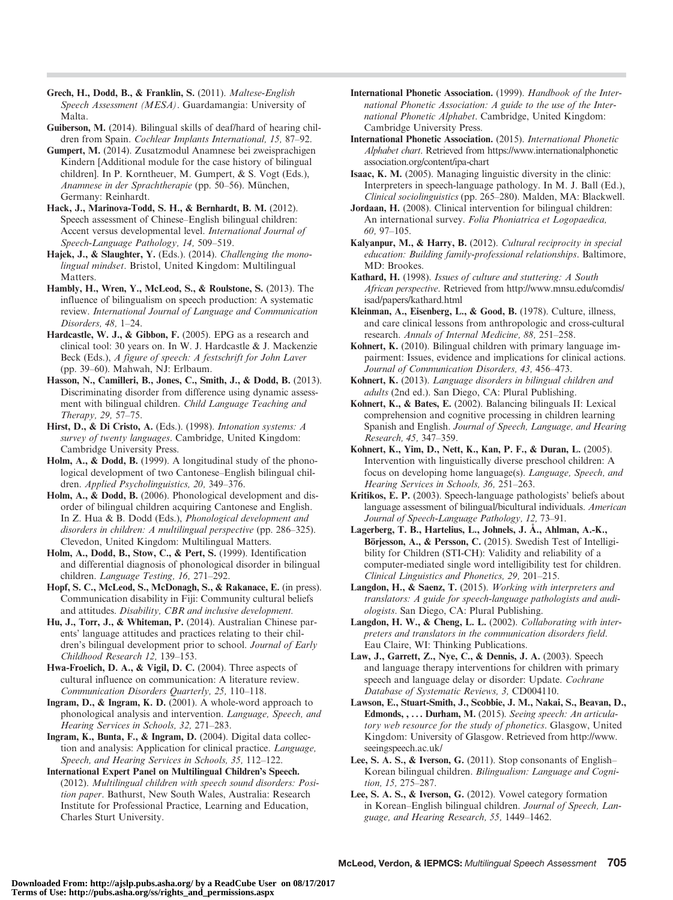**Grech, H., Dodd, B., & Franklin, S.** (2011). *Maltese-English Speech Assessment (MESA)*. Guardamangia: University of Malta.

**Guiberson, M.** (2014). Bilingual skills of deaf/hard of hearing children from Spain. *Cochlear Implants International, 15,* 87–92.

**Gumpert, M.** (2014). Zusatzmodul Anamnese bei zweisprachigen Kindern [Additional module for the case history of bilingual children]. In P. Korntheuer, M. Gumpert, & S. Vogt (Eds.), *Anamnese in der Sprachtherapie* (pp. 50–56). München, Germany: Reinhardt.

**Hack, J., Marinova-Todd, S. H., & Bernhardt, B. M.** (2012). Speech assessment of Chinese–English bilingual children: Accent versus developmental level. *International Journal of Speech-Language Pathology, 14,* 509–519.

**Hajek, J., & Slaughter, Y.** (Eds.). (2014). *Challenging the monolingual mindset*. Bristol, United Kingdom: Multilingual Matters.

**Hambly, H., Wren, Y., McLeod, S., & Roulstone, S.** (2013). The influence of bilingualism on speech production: A systematic review. *International Journal of Language and Communication Disorders, 48,* 1–24.

**Hardcastle, W. J., & Gibbon, F.** (2005). EPG as a research and clinical tool: 30 years on. In W. J. Hardcastle & J. Mackenzie Beck (Eds.), *A figure of speech: A festschrift for John Laver* (pp. 39–60). Mahwah, NJ: Erlbaum.

**Hasson, N., Camilleri, B., Jones, C., Smith, J., & Dodd, B.** (2013). Discriminating disorder from difference using dynamic assessment with bilingual children. *Child Language Teaching and Therapy, 29,* 57–75.

**Hirst, D., & Di Cristo, A.** (Eds.). (1998). *Intonation systems: A survey of twenty languages*. Cambridge, United Kingdom: Cambridge University Press.

**Holm, A., & Dodd, B.** (1999). A longitudinal study of the phonological development of two Cantonese–English bilingual children. *Applied Psycholinguistics, 20,* 349–376.

**Holm, A., & Dodd, B.** (2006). Phonological development and disorder of bilingual children acquiring Cantonese and English. In Z. Hua & B. Dodd (Eds.), *Phonological development and disorders in children: A multilingual perspective* (pp. 286–325). Clevedon, United Kingdom: Multilingual Matters.

**Holm, A., Dodd, B., Stow, C., & Pert, S.** (1999). Identification and differential diagnosis of phonological disorder in bilingual children. *Language Testing, 16,* 271–292.

**Hopf, S. C., McLeod, S., McDonagh, S., & Rakanace, E.** (in press). Communication disability in Fiji: Community cultural beliefs and attitudes. *Disability, CBR and inclusive development.*

**Hu, J., Torr, J., & Whiteman, P.** (2014). Australian Chinese parents' language attitudes and practices relating to their children's bilingual development prior to school. *Journal of Early Childhood Research 12,* 139–153.

**Hwa-Froelich, D. A., & Vigil, D. C.** (2004). Three aspects of cultural influence on communication: A literature review. *Communication Disorders Quarterly, 25,* 110–118.

**Ingram, D., & Ingram, K. D.** (2001). A whole-word approach to phonological analysis and intervention. *Language, Speech, and Hearing Services in Schools, 32,* 271–283.

**Ingram, K., Bunta, F., & Ingram, D.** (2004). Digital data collection and analysis: Application for clinical practice. *Language, Speech, and Hearing Services in Schools, 35,* 112–122.

**International Expert Panel on Multilingual Children's Speech.** (2012). *Multilingual children with speech sound disorders: Position paper*. Bathurst, New South Wales, Australia: Research Institute for Professional Practice, Learning and Education, Charles Sturt University.

**International Phonetic Association.** (1999). *Handbook of the International Phonetic Association: A guide to the use of the International Phonetic Alphabet*. Cambridge, United Kingdom: Cambridge University Press.

**International Phonetic Association.** (2015). *International Phonetic Alphabet chart*. Retrieved from https://www.internationalphoneticassociation.org/content/ipa-chart

**Isaac, K. M.** (2005). Managing linguistic diversity in the clinic: Interpreters in speech-language pathology. In M. J. Ball (Ed.), *Clinical sociolinguistics* (pp. 265–280). Malden, MA: Blackwell.

**Jordaan, H.** (2008). Clinical intervention for bilingual children: An international survey. *Folia Phoniatrica et Logopaedica, 60,* 97–105.

**Kalyanpur, M., & Harry, B.** (2012). *Cultural reciprocity in special education: Building family-professional relationships*. Baltimore, MD: Brookes.

**Kathard, H.** (1998). *Issues of culture and stuttering: A South African perspective*. Retrieved from http://www.mnsu.edu/comdis/isad/papers/kathard.html

**Kleinman, A., Eisenberg, L., & Good, B.** (1978). Culture, illness, and care clinical lessons from anthropologic and cross-cultural research. *Annals of Internal Medicine, 88,* 251–258.

**Kohnert, K.** (2010). Bilingual children with primary language impairment: Issues, evidence and implications for clinical actions. *Journal of Communication Disorders, 43,* 456–473.

**Kohnert, K.** (2013). *Language disorders in bilingual children and adults* (2nd ed.). San Diego, CA: Plural Publishing.

**Kohnert, K., & Bates, E.** (2002). Balancing bilinguals II: Lexical comprehension and cognitive processing in children learning Spanish and English. *Journal of Speech, Language, and Hearing Research, 45,* 347–359.

**Kohnert, K., Yim, D., Nett, K., Kan, P. F., & Duran, L.** (2005). Intervention with linguistically diverse preschool children: A focus on developing home language(s). *Language, Speech, and Hearing Services in Schools, 36,* 251–263.

**Kritikos, E. P.** (2003). Speech-language pathologists' beliefs about language assessment of bilingual/bicultural individuals. *American Journal of Speech-Language Pathology, 12,* 73–91.

**Lagerberg, T. B., Hartelius, L., Johnels, J. Å., Ahlman, A.-K., Börjesson, A., & Persson, C.** (2015). Swedish Test of Intelligibility for Children (STI-CH): Validity and reliability of a computer-mediated single word intelligibility test for children. *Clinical Linguistics and Phonetics, 29,* 201–215.

**Langdon, H., & Saenz, T.** (2015). *Working with interpreters and translators: A guide for speech-language pathologists and audiologists*. San Diego, CA: Plural Publishing.

**Langdon, H. W., & Cheng, L. L.** (2002). *Collaborating with interpreters and translators in the communication disorders field*. Eau Claire, WI: Thinking Publications.

**Law, J., Garrett, Z., Nye, C., & Dennis, J. A.** (2003). Speech and language therapy interventions for children with primary speech and language delay or disorder: Update. *Cochrane Database of Systematic Reviews, 3,* CD004110.

**Lawson, E., Stuart-Smith, J., Scobbie, J. M., Nakai, S., Beavan, D., Edmonds, , . . . Durham, M.** (2015). *Seeing speech: An articulatory web resource for the study of phonetics*. Glasgow, United Kingdom: University of Glasgow. Retrieved from http://www.seeingspeech.ac.uk/

**Lee, S. A. S., & Iverson, G.** (2011). Stop consonants of English–Korean bilingual children. *Bilingualism: Language and Cognition, 15,* 275–287.

**Lee, S. A. S., & Iverson, G.** (2012). Vowel category formation in Korean–English bilingual children. *Journal of Speech, Language, and Hearing Research, 55,* 1449–1462.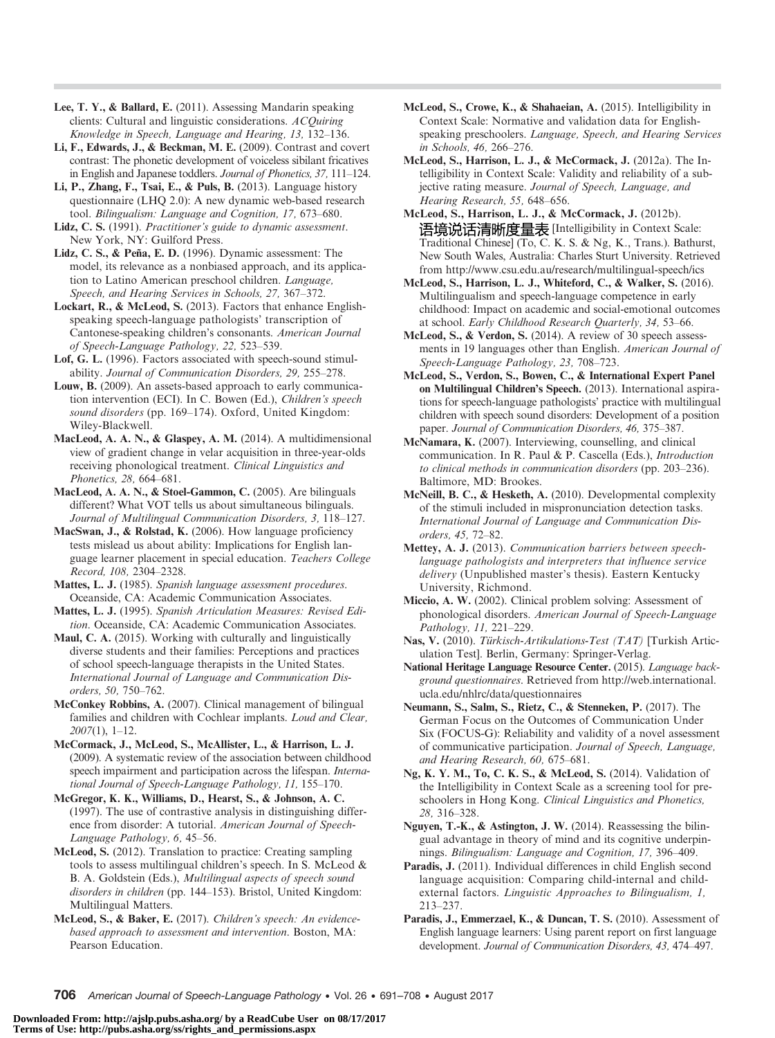**Lee, T. Y., & Ballard, E.** (2011). Assessing Mandarin speaking clients: Cultural and linguistic considerations. *ACQuiring Knowledge in Speech, Language and Hearing, 13,* 132–136.

**Li, F., Edwards, J., & Beckman, M. E.** (2009). Contrast and covert contrast: The phonetic development of voiceless sibilant fricatives in English and Japanese toddlers. *Journal of Phonetics, 37,* 111–124.

**Li, P., Zhang, F., Tsai, E., & Puls, B.** (2013). Language history questionnaire (LHQ 2.0): A new dynamic web-based research tool. *Bilingualism: Language and Cognition, 17,* 673–680.

**Lidz, C. S.** (1991). *Practitioner's guide to dynamic assessment*. New York, NY: Guilford Press.

**Lidz, C. S., & Peña, E. D.** (1996). Dynamic assessment: The model, its relevance as a nonbiased approach, and its application to Latino American preschool children. *Language, Speech, and Hearing Services in Schools, 27,* 367–372.

**Lockart, R., & McLeod, S.** (2013). Factors that enhance English-speaking speech-language pathologists' transcription of Cantonese-speaking children's consonants. *American Journal of Speech-Language Pathology, 22,* 523–539.

**Lof, G. L.** (1996). Factors associated with speech-sound stimulability. *Journal of Communication Disorders, 29,* 255–278.

**Louw, B.** (2009). An assets-based approach to early communication intervention (ECI). In C. Bowen (Ed.), *Children's speech sound disorders* (pp. 169–174). Oxford, United Kingdom: Wiley-Blackwell.

**MacLeod, A. A. N., & Glaspey, A. M.** (2014). A multidimensional view of gradient change in velar acquisition in three-year-olds receiving phonological treatment. *Clinical Linguistics and Phonetics, 28,* 664–681.

**MacLeod, A. A. N., & Stoel-Gammon, C.** (2005). Are bilinguals different? What VOT tells us about simultaneous bilinguals. *Journal of Multilingual Communication Disorders, 3,* 118–127.

**MacSwan, J., & Rolstad, K.** (2006). How language proficiency tests mislead us about ability: Implications for English language learner placement in special education. *Teachers College Record, 108,* 2304–2328.

**Mattes, L. J.** (1985). *Spanish language assessment procedures*. Oceanside, CA: Academic Communication Associates.

**Mattes, L. J.** (1995). *Spanish Articulation Measures: Revised Edition*. Oceanside, CA: Academic Communication Associates.

**Maul, C. A.** (2015). Working with culturally and linguistically diverse students and their families: Perceptions and practices of school speech-language therapists in the United States. *International Journal of Language and Communication Disorders, 50,* 750–762.

**McConkey Robbins, A.** (2007). Clinical management of bilingual families and children with Cochlear implants. *Loud and Clear, 2007*(1), 1–12.

**McCormack, J., McLeod, S., McAllister, L., & Harrison, L. J.** (2009). A systematic review of the association between childhood speech impairment and participation across the lifespan. *International Journal of Speech-Language Pathology, 11,* 155–170.

**McGregor, K. K., Williams, D., Hearst, S., & Johnson, A. C.** (1997). The use of contrastive analysis in distinguishing difference from disorder: A tutorial. *American Journal of Speech-Language Pathology, 6,* 45–56.

**McLeod, S.** (2012). Translation to practice: Creating sampling tools to assess multilingual children's speech. In S. McLeod & B. A. Goldstein (Eds.), *Multilingual aspects of speech sound disorders in children* (pp. 144–153). Bristol, United Kingdom: Multilingual Matters.

**McLeod, S., & Baker, E.** (2017). *Children's speech: An evidence-based approach to assessment and intervention*. Boston, MA: Pearson Education.

**McLeod, S., Crowe, K., & Shahaeian, A.** (2015). Intelligibility in Context Scale: Normative and validation data for English-speaking preschoolers. *Language, Speech, and Hearing Services in Schools, 46,* 266–276.

**McLeod, S., Harrison, L. J., & McCormack, J.** (2012a). The Intelligibility in Context Scale: Validity and reliability of a subjective rating measure. *Journal of Speech, Language, and Hearing Research, 55,* 648–656.

**McLeod, S., Harrison, L. J., & McCormack, J.** (2012b). **语境说话清晰度量表** [Intelligibility in Context Scale: Traditional Chinese] (To, C. K. S. & Ng, K., Trans.). Bathurst, New South Wales, Australia: Charles Sturt University. Retrieved from http://www.csu.edu.au/research/multilingual-speech/ics

**McLeod, S., Harrison, L. J., Whiteford, C., & Walker, S.** (2016). Multilingualism and speech-language competence in early childhood: Impact on academic and social-emotional outcomes at school. *Early Childhood Research Quarterly, 34,* 53–66.

**McLeod, S., & Verdon, S.** (2014). A review of 30 speech assessments in 19 languages other than English. *American Journal of Speech-Language Pathology, 23,* 708–723.

**McLeod, S., Verdon, S., Bowen, C., & International Expert Panel on Multilingual Children's Speech.** (2013). International aspirations for speech-language pathologists' practice with multilingual children with speech sound disorders: Development of a position paper. *Journal of Communication Disorders, 46,* 375–387.

**McNamara, K.** (2007). Interviewing, counselling, and clinical communication. In R. Paul & P. Cascella (Eds.), *Introduction to clinical methods in communication disorders* (pp. 203–236). Baltimore, MD: Brookes.

**McNeill, B. C., & Hesketh, A.** (2010). Developmental complexity of the stimuli included in mispronunciation detection tasks. *International Journal of Language and Communication Disorders, 45,* 72–82.

**Mettey, A. J.** (2013). *Communication barriers between speech-language pathologists and interpreters that influence service delivery* (Unpublished master's thesis). Eastern Kentucky University, Richmond.

**Miccio, A. W.** (2002). Clinical problem solving: Assessment of phonological disorders. *American Journal of Speech-Language Pathology, 11,* 221–229.

**Nas, V.** (2010). *Türkisch-Artikulations-Test (TAT)* [Turkish Articulation Test]. Berlin, Germany: Springer-Verlag.

**National Heritage Language Resource Center.** (2015). *Language background questionnaires*. Retrieved from http://web.international.ucla.edu/nhlrc/data/questionnaires

**Neumann, S., Salm, S., Rietz, C., & Stenneken, P.** (2017). The German Focus on the Outcomes of Communication Under Six (FOCUS-G): Reliability and validity of a novel assessment of communicative participation. *Journal of Speech, Language, and Hearing Research, 60,* 675–681.

**Ng, K. Y. M., To, C. K. S., & McLeod, S.** (2014). Validation of the Intelligibility in Context Scale as a screening tool for preschoolers in Hong Kong. *Clinical Linguistics and Phonetics, 28,* 316–328.

**Nguyen, T.-K., & Astington, J. W.** (2014). Reassessing the bilingual advantage in theory of mind and its cognitive underpinnings. *Bilingualism: Language and Cognition, 17,* 396–409.

**Paradis, J.** (2011). Individual differences in child English second language acquisition: Comparing child-internal and child-external factors. *Linguistic Approaches to Bilingualism, 1,* 213–237.

**Paradis, J., Emmerzael, K., & Duncan, T. S.** (2010). Assessment of English language learners: Using parent report on first language development. *Journal of Communication Disorders, 43,* 474–497.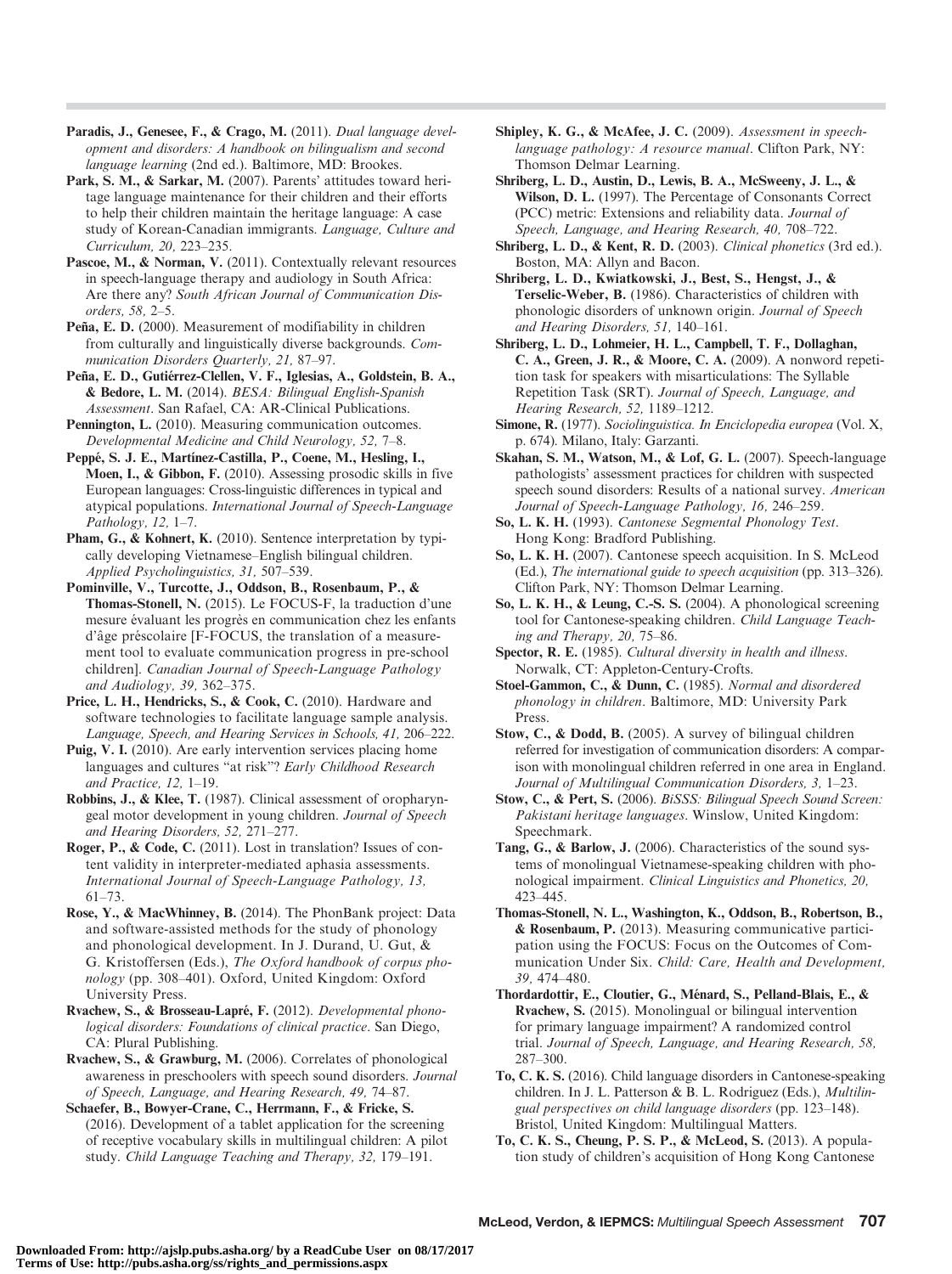**Paradis, J., Genesee, F., & Crago, M.** (2011). *Dual language development and disorders: A handbook on bilingualism and second language learning* (2nd ed.). Baltimore, MD: Brookes.

**Park, S. M., & Sarkar, M.** (2007). Parents' attitudes toward heritage language maintenance for their children and their efforts to help their children maintain the heritage language: A case study of Korean-Canadian immigrants. *Language, Culture and Curriculum, 20,* 223–235.

**Pascoe, M., & Norman, V.** (2011). Contextually relevant resources in speech-language therapy and audiology in South Africa: Are there any? *South African Journal of Communication Disorders, 58,* 2–5.

**Peña, E. D.** (2000). Measurement of modifiability in children from culturally and linguistically diverse backgrounds. *Communication Disorders Quarterly, 21,* 87–97.

**Peña, E. D., Gutiérrez-Clellen, V. F., Iglesias, A., Goldstein, B. A., & Bedore, L. M.** (2014). *BESA: Bilingual English-Spanish Assessment*. San Rafael, CA: AR-Clinical Publications.

**Pennington, L.** (2010). Measuring communication outcomes. *Developmental Medicine and Child Neurology, 52,* 7–8.

**Peppé, S. J. E., Martínez-Castilla, P., Coene, M., Hesling, I., Moen, I., & Gibbon, F.** (2010). Assessing prosodic skills in five European languages: Cross-linguistic differences in typical and atypical populations. *International Journal of Speech-Language Pathology, 12,* 1–7.

**Pham, G., & Kohnert, K.** (2010). Sentence interpretation by typically developing Vietnamese–English bilingual children. *Applied Psycholinguistics, 31,* 507–539.

**Pominville, V., Turcotte, J., Oddson, B., Rosenbaum, P., & Thomas-Stonell, N.** (2015). Le FOCUS-F, la traduction d'une mesure évaluant les progrès en communication chez les enfants d'âge préscolaire [F-FOCUS, the translation of a measurement tool to evaluate communication progress in pre-school children]. *Canadian Journal of Speech-Language Pathology and Audiology, 39,* 362–375.

**Price, L. H., Hendricks, S., & Cook, C.** (2010). Hardware and software technologies to facilitate language sample analysis. *Language, Speech, and Hearing Services in Schools, 41,* 206–222.

**Puig, V. I.** (2010). Are early intervention services placing home languages and cultures "at risk"? *Early Childhood Research and Practice, 12,* 1–19.

**Robbins, J., & Klee, T.** (1987). Clinical assessment of oropharyngeal motor development in young children. *Journal of Speech and Hearing Disorders, 52,* 271–277.

**Roger, P., & Code, C.** (2011). Lost in translation? Issues of content validity in interpreter-mediated aphasia assessments. *International Journal of Speech-Language Pathology, 13,* 61–73.

**Rose, Y., & MacWhinney, B.** (2014). The PhonBank project: Data and software-assisted methods for the study of phonology and phonological development. In J. Durand, U. Gut, & G. Kristoffersen (Eds.), *The Oxford handbook of corpus phonology* (pp. 308–401). Oxford, United Kingdom: Oxford University Press.

**Rvachew, S., & Brosseau-Lapré, F.** (2012). *Developmental phonological disorders: Foundations of clinical practice*. San Diego, CA: Plural Publishing.

**Rvachew, S., & Grawburg, M.** (2006). Correlates of phonological awareness in preschoolers with speech sound disorders. *Journal of Speech, Language, and Hearing Research, 49,* 74–87.

**Schaefer, B., Bowyer-Crane, C., Herrmann, F., & Fricke, S.** (2016). Development of a tablet application for the screening of receptive vocabulary skills in multilingual children: A pilot study. *Child Language Teaching and Therapy, 32,* 179–191.

**Shipley, K. G., & McAfee, J. C.** (2009). *Assessment in speech-language pathology: A resource manual*. Clifton Park, NY: Thomson Delmar Learning.

**Shriberg, L. D., Austin, D., Lewis, B. A., McSweeny, J. L., & Wilson, D. L.** (1997). The Percentage of Consonants Correct (PCC) metric: Extensions and reliability data. *Journal of Speech, Language, and Hearing Research, 40,* 708–722.

**Shriberg, L. D., & Kent, R. D.** (2003). *Clinical phonetics* (3rd ed.). Boston, MA: Allyn and Bacon.

**Shriberg, L. D., Kwiatkowski, J., Best, S., Hengst, J., & Terselic-Weber, B.** (1986). Characteristics of children with phonologic disorders of unknown origin. *Journal of Speech and Hearing Disorders, 51,* 140–161.

**Shriberg, L. D., Lohmeier, H. L., Campbell, T. F., Dollaghan, C. A., Green, J. R., & Moore, C. A.** (2009). A nonword repetition task for speakers with misarticulations: The Syllable Repetition Task (SRT). *Journal of Speech, Language, and Hearing Research, 52,* 1189–1212.

**Simone, R.** (1977). *Sociolinguistica. In Enciclopedia europea* (Vol. X, p. 674). Milano, Italy: Garzanti.

**Skahan, S. M., Watson, M., & Lof, G. L.** (2007). Speech-language pathologists' assessment practices for children with suspected speech sound disorders: Results of a national survey. *American Journal of Speech-Language Pathology, 16,* 246–259.

**So, L. K. H.** (1993). *Cantonese Segmental Phonology Test*. Hong Kong: Bradford Publishing.

**So, L. K. H.** (2007). Cantonese speech acquisition. In S. McLeod (Ed.), *The international guide to speech acquisition* (pp. 313–326). Clifton Park, NY: Thomson Delmar Learning.

**So, L. K. H., & Leung, C.-S. S.** (2004). A phonological screening tool for Cantonese-speaking children. *Child Language Teaching and Therapy, 20,* 75–86.

**Spector, R. E.** (1985). *Cultural diversity in health and illness*. Norwalk, CT: Appleton-Century-Crofts.

**Stoel-Gammon, C., & Dunn, C.** (1985). *Normal and disordered phonology in children*. Baltimore, MD: University Park Press.

**Stow, C., & Dodd, B.** (2005). A survey of bilingual children referred for investigation of communication disorders: A comparison with monolingual children referred in one area in England. *Journal of Multilingual Communication Disorders, 3,* 1–23.

**Stow, C., & Pert, S.** (2006). *BiSSS: Bilingual Speech Sound Screen: Pakistani heritage languages*. Winslow, United Kingdom: Speechmark.

**Tang, G., & Barlow, J.** (2006). Characteristics of the sound systems of monolingual Vietnamese-speaking children with phonological impairment. *Clinical Linguistics and Phonetics, 20,* 423–445.

**Thomas-Stonell, N. L., Washington, K., Oddson, B., Robertson, B., & Rosenbaum, P.** (2013). Measuring communicative participation using the FOCUS: Focus on the Outcomes of Communication Under Six. *Child: Care, Health and Development, 39,* 474–480.

**Thordardottir, E., Cloutier, G., Ménard, S., Pelland-Blais, E., & Rvachew, S.** (2015). Monolingual or bilingual intervention for primary language impairment? A randomized control trial. *Journal of Speech, Language, and Hearing Research, 58,* 287–300.

**To, C. K. S.** (2016). Child language disorders in Cantonese-speaking children. In J. L. Patterson & B. L. Rodriguez (Eds.), *Multilingual perspectives on child language disorders* (pp. 123–148). Bristol, United Kingdom: Multilingual Matters.

**To, C. K. S., Cheung, P. S. P., & McLeod, S.** (2013). A population study of children's acquisition of Hong Kong Cantonese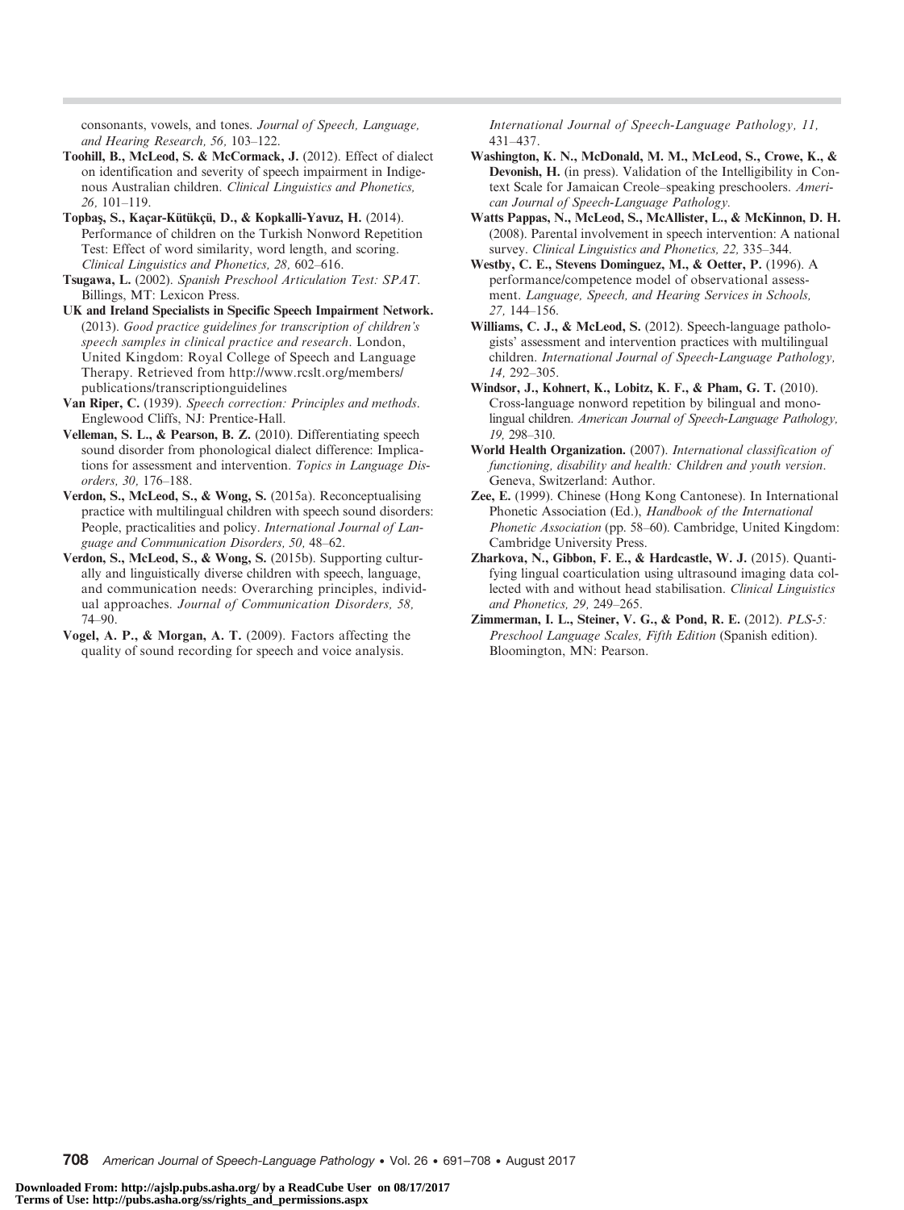consonants, vowels, and tones. *Journal of Speech, Language, and Hearing Research, 56,* 103–122.

**Toohill, B., McLeod, S. & McCormack, J.** (2012). Effect of dialect on identification and severity of speech impairment in Indigenous Australian children. *Clinical Linguistics and Phonetics, 26,* 101–119.

**Topbaş, S., Kaçar-Kütükçü, D., & Kopkalli-Yavuz, H.** (2014). Performance of children on the Turkish Nonword Repetition Test: Effect of word similarity, word length, and scoring. *Clinical Linguistics and Phonetics, 28,* 602–616.

**Tsugawa, L.** (2002). *Spanish Preschool Articulation Test: SPAT*. Billings, MT: Lexicon Press.

**UK and Ireland Specialists in Specific Speech Impairment Network.** (2013). *Good practice guidelines for transcription of children's speech samples in clinical practice and research*. London, United Kingdom: Royal College of Speech and Language Therapy. Retrieved from http://www.rcslt.org/members/publications/transcriptionguidelines

**Van Riper, C.** (1939). *Speech correction: Principles and methods*. Englewood Cliffs, NJ: Prentice-Hall.

**Velleman, S. L., & Pearson, B. Z.** (2010). Differentiating speech sound disorder from phonological dialect difference: Implications for assessment and intervention. *Topics in Language Disorders, 30,* 176–188.

**Verdon, S., McLeod, S., & Wong, S.** (2015a). Reconceptualising practice with multilingual children with speech sound disorders: People, practicalities and policy. *International Journal of Language and Communication Disorders, 50,* 48–62.

**Verdon, S., McLeod, S., & Wong, S.** (2015b). Supporting culturally and linguistically diverse children with speech, language, and communication needs: Overarching principles, individual approaches. *Journal of Communication Disorders, 58,* 74–90.

**Vogel, A. P., & Morgan, A. T.** (2009). Factors affecting the quality of sound recording for speech and voice analysis. *International Journal of Speech-Language Pathology, 11,* 431–437.

**Washington, K. N., McDonald, M. M., McLeod, S., Crowe, K., & Devonish, H.** (in press). Validation of the Intelligibility in Context Scale for Jamaican Creole–speaking preschoolers. *American Journal of Speech-Language Pathology.*

**Watts Pappas, N., McLeod, S., McAllister, L., & McKinnon, D. H.** (2008). Parental involvement in speech intervention: A national survey. *Clinical Linguistics and Phonetics, 22,* 335–344.

**Westby, C. E., Stevens Dominguez, M., & Oetter, P.** (1996). A performance/competence model of observational assessment. *Language, Speech, and Hearing Services in Schools, 27,* 144–156.

**Williams, C. J., & McLeod, S.** (2012). Speech-language pathologists' assessment and intervention practices with multilingual children. *International Journal of Speech-Language Pathology, 14,* 292–305.

**Windsor, J., Kohnert, K., Lobitz, K. F., & Pham, G. T.** (2010). Cross-language nonword repetition by bilingual and monolingual children. *American Journal of Speech-Language Pathology, 19,* 298–310.

**World Health Organization.** (2007). *International classification of functioning, disability and health: Children and youth version*. Geneva, Switzerland: Author.

**Zee, E.** (1999). Chinese (Hong Kong Cantonese). In International Phonetic Association (Ed.), *Handbook of the International Phonetic Association* (pp. 58–60). Cambridge, United Kingdom: Cambridge University Press.

**Zharkova, N., Gibbon, F. E., & Hardcastle, W. J.** (2015). Quantifying lingual coarticulation using ultrasound imaging data collected with and without head stabilisation. *Clinical Linguistics and Phonetics, 29,* 249–265.

**Zimmerman, I. L., Steiner, V. G., & Pond, R. E.** (2012). *PLS-5: Preschool Language Scales, Fifth Edition* (Spanish edition). Bloomington, MN: Pearson.